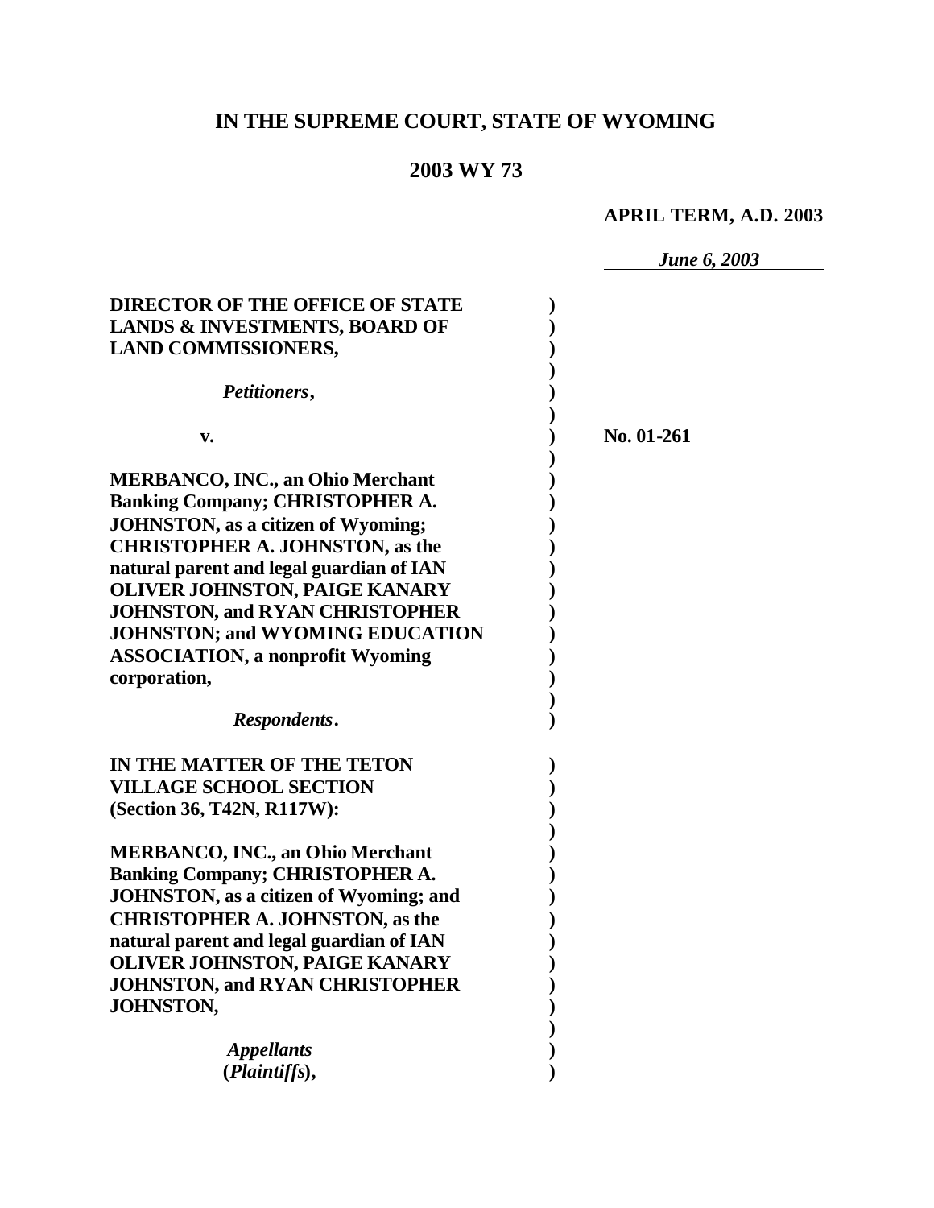# IN THE SUPREME COURT, STATE OF WYOMING

## 2003 WY 73

**APRIL TERM, A.D. 2003**

*June 6, 2003*

**DIRECTOR OF THE OFFICE OF STATE LANDS & INVESTMENTS, BOARD OF LAND COMMISSIONERS,**

*Petitioners*,

**v.**

**No. 01-261**

**MERBANCO, INC., an Ohio Merchant Banking Company; CHRISTOPHER A. JOHNSTON, as a citizen of Wyoming; CHRISTOPHER A. JOHNSTON, as the natural parent and legal guardian of IAN OLIVER JOHNSTON, PAIGE KANARY JOHNSTON, and RYAN CHRISTOPHER JOHNSTON; and WYOMING EDUCATION ASSOCIATION, a nonprofit Wyoming corporation,**

*Respondents*.

**IN THE MATTER OF THE TETON VILLAGE SCHOOL SECTION (Section 36, T42N, R117W):**

**MERBANCO, INC., an Ohio Merchant Banking Company; CHRISTOPHER A. JOHNSTON, as a citizen of Wyoming; and CHRISTOPHER A. JOHNSTON, as the natural parent and legal guardian of IAN OLIVER JOHNSTON, PAIGE KANARY JOHNSTON, and RYAN CHRISTOPHER JOHNSTON,**

*Appellants* (*Plaintiffs*),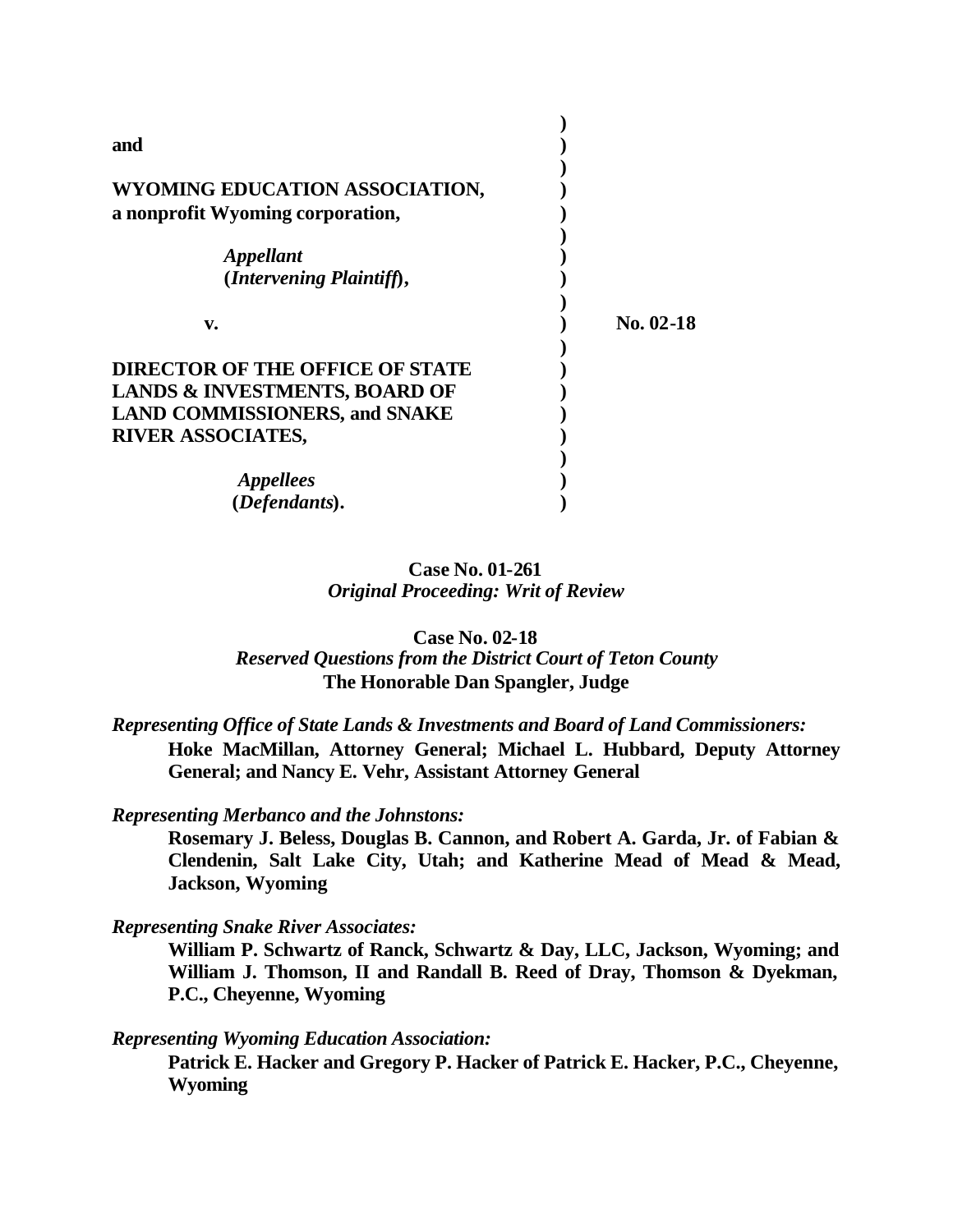**and**

**WYOMING EDUCATION ASSOCIATION,**
**a nonprofit Wyoming corporation,**

***Appellant***
**(*Intervening Plaintiff*),**

**v.** **No. 02-18**

**DIRECTOR OF THE OFFICE OF STATE LANDS & INVESTMENTS, BOARD OF LAND COMMISSIONERS, and SNAKE RIVER ASSOCIATES,**

***Appellees***
**(*Defendants*).**

**Case No. 01-261**
***Original Proceeding: Writ of Review***

**Case No. 02-18**
***Reserved Questions from the District Court of Teton County***
**The Honorable Dan Spangler, Judge**

***Representing Office of State Lands & Investments and Board of Land Commissioners:***
**Hoke MacMillan, Attorney General; Michael L. Hubbard, Deputy Attorney General; and Nancy E. Vehr, Assistant Attorney General**

***Representing Merbanco and the Johnstons:***
**Rosemary J. Beless, Douglas B. Cannon, and Robert A. Garda, Jr. of Fabian & Clendenin, Salt Lake City, Utah; and Katherine Mead of Mead & Mead, Jackson, Wyoming**

***Representing Snake River Associates:***
**William P. Schwartz of Ranck, Schwartz & Day, LLC, Jackson, Wyoming; and William J. Thomson, II and Randall B. Reed of Dray, Thomson & Dyekman, P.C., Cheyenne, Wyoming**

***Representing Wyoming Education Association:***
**Patrick E. Hacker and Gregory P. Hacker of Patrick E. Hacker, P.C., Cheyenne, Wyoming**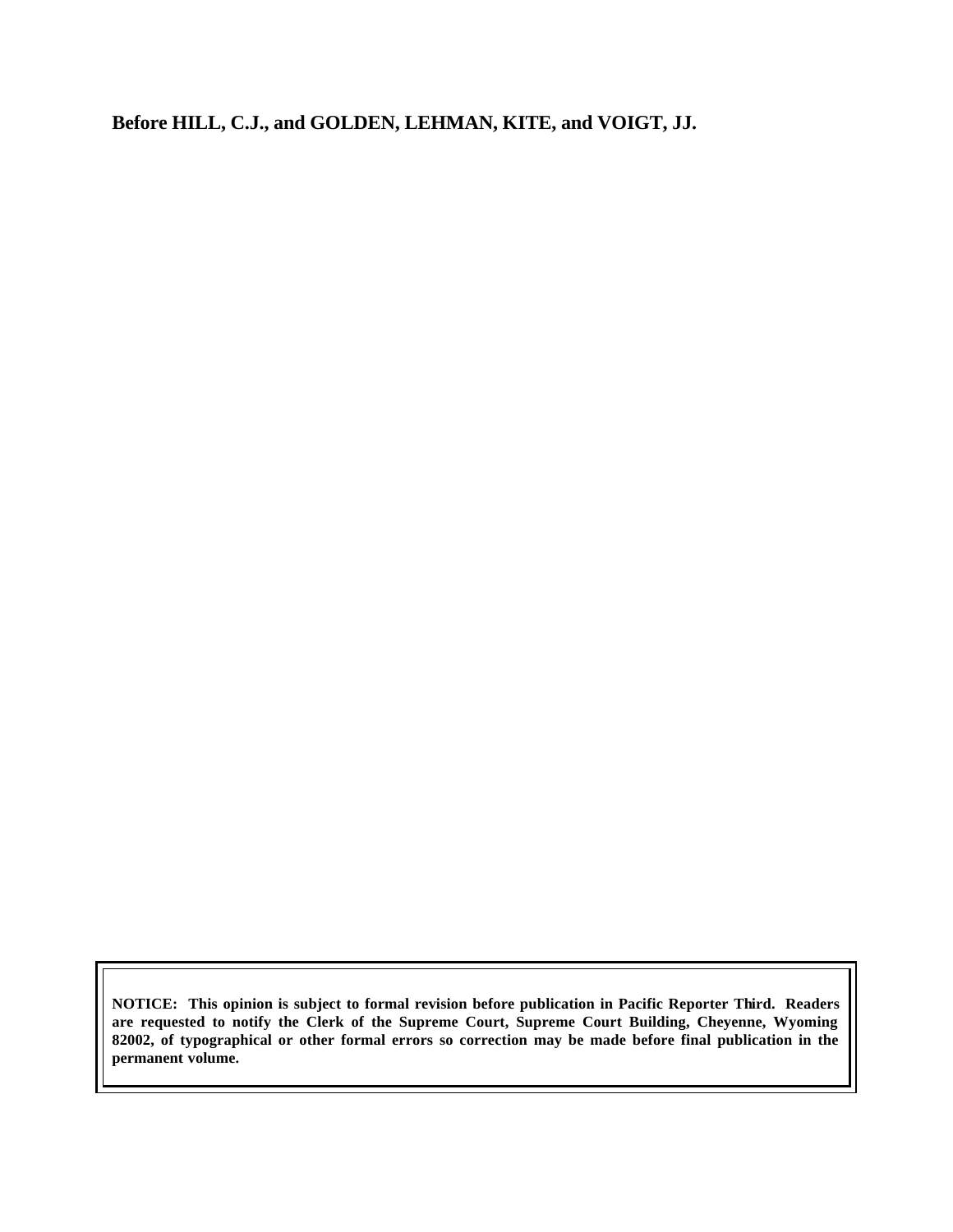**Before HILL, C.J., and GOLDEN, LEHMAN, KITE, and VOIGT, JJ.**

**NOTICE: This opinion is subject to formal revision before publication in Pacific Reporter Third. Readers are requested to notify the Clerk of the Supreme Court, Supreme Court Building, Cheyenne, Wyoming 82002, of typographical or other formal errors so correction may be made before final publication in the permanent volume.**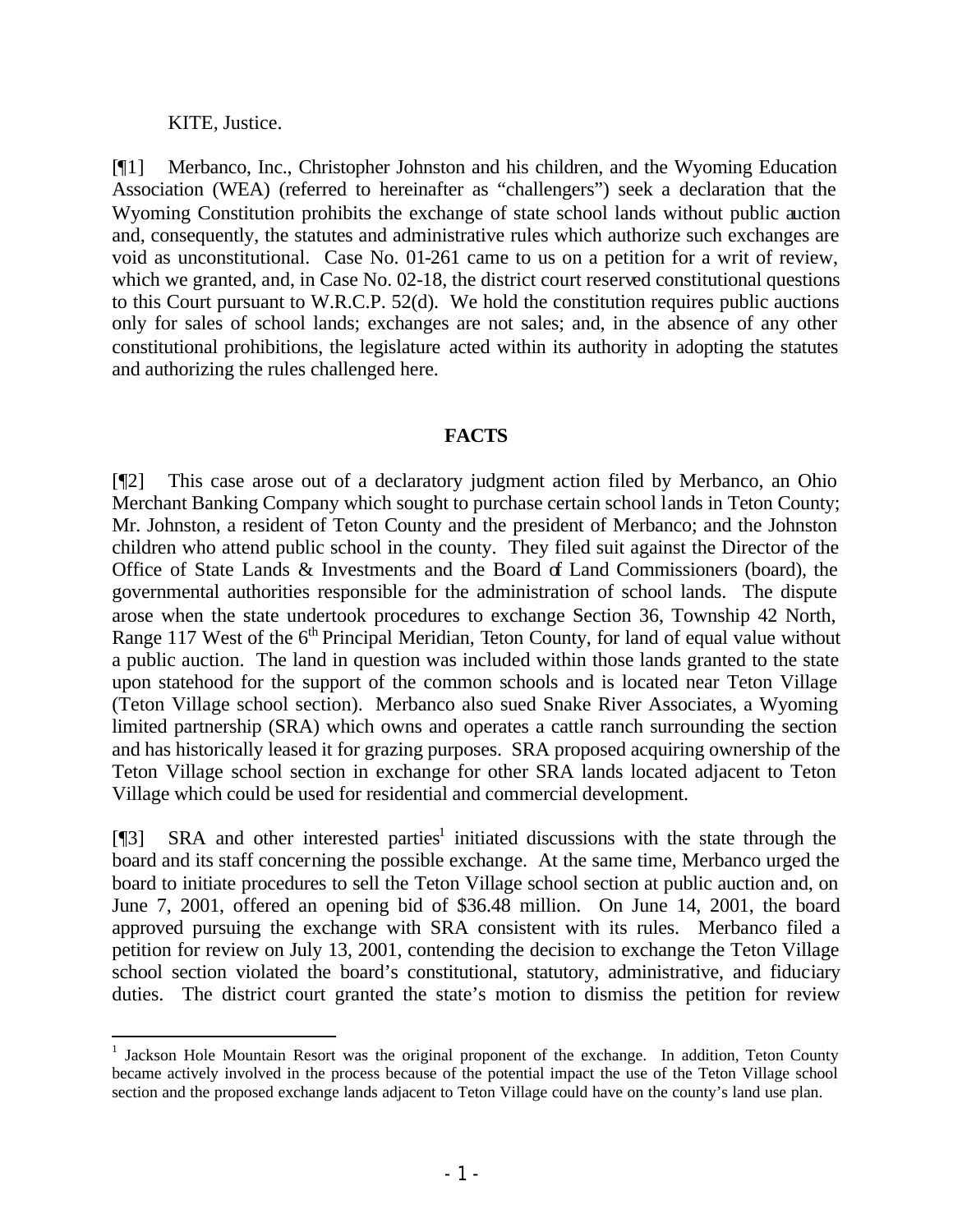KITE, Justice.

[¶1] Merbanco, Inc., Christopher Johnston and his children, and the Wyoming Education Association (WEA) (referred to hereinafter as "challengers") seek a declaration that the Wyoming Constitution prohibits the exchange of state school lands without public auction and, consequently, the statutes and administrative rules which authorize such exchanges are void as unconstitutional. Case No. 01-261 came to us on a petition for a writ of review, which we granted, and, in Case No. 02-18, the district court reserved constitutional questions to this Court pursuant to W.R.C.P. 52(d). We hold the constitution requires public auctions only for sales of school lands; exchanges are not sales; and, in the absence of any other constitutional prohibitions, the legislature acted within its authority in adopting the statutes and authorizing the rules challenged here.

## FACTS

[¶2] This case arose out of a declaratory judgment action filed by Merbanco, an Ohio Merchant Banking Company which sought to purchase certain school lands in Teton County; Mr. Johnston, a resident of Teton County and the president of Merbanco; and the Johnston children who attend public school in the county. They filed suit against the Director of the Office of State Lands & Investments and the Board of Land Commissioners (board), the governmental authorities responsible for the administration of school lands. The dispute arose when the state undertook procedures to exchange Section 36, Township 42 North, Range 117 West of the 6th Principal Meridian, Teton County, for land of equal value without a public auction. The land in question was included within those lands granted to the state upon statehood for the support of the common schools and is located near Teton Village (Teton Village school section). Merbanco also sued Snake River Associates, a Wyoming limited partnership (SRA) which owns and operates a cattle ranch surrounding the section and has historically leased it for grazing purposes. SRA proposed acquiring ownership of the Teton Village school section in exchange for other SRA lands located adjacent to Teton Village which could be used for residential and commercial development.

[¶3] SRA and other interested parties[1] initiated discussions with the state through the board and its staff concerning the possible exchange. At the same time, Merbanco urged the board to initiate procedures to sell the Teton Village school section at public auction and, on June 7, 2001, offered an opening bid of $36.48 million. On June 14, 2001, the board approved pursuing the exchange with SRA consistent with its rules. Merbanco filed a petition for review on July 13, 2001, contending the decision to exchange the Teton Village school section violated the board's constitutional, statutory, administrative, and fiduciary duties. The district court granted the state's motion to dismiss the petition for review

[1] Jackson Hole Mountain Resort was the original proponent of the exchange. In addition, Teton County became actively involved in the process because of the potential impact the use of the Teton Village school section and the proposed exchange lands adjacent to Teton Village could have on the county's land use plan.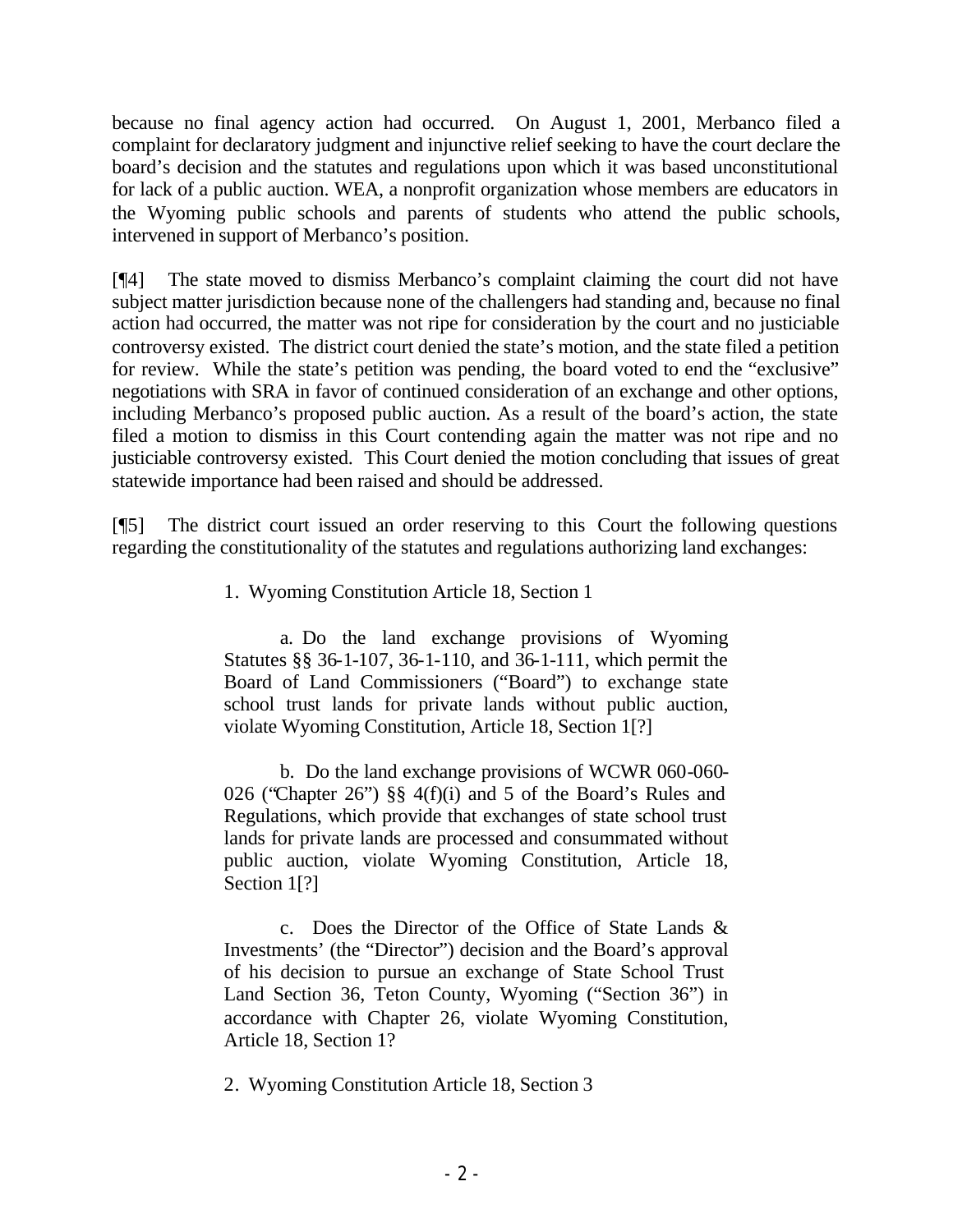because no final agency action had occurred. On August 1, 2001, Merbanco filed a complaint for declaratory judgment and injunctive relief seeking to have the court declare the board's decision and the statutes and regulations upon which it was based unconstitutional for lack of a public auction. WEA, a nonprofit organization whose members are educators in the Wyoming public schools and parents of students who attend the public schools, intervened in support of Merbanco's position.

[¶4] The state moved to dismiss Merbanco's complaint claiming the court did not have subject matter jurisdiction because none of the challengers had standing and, because no final action had occurred, the matter was not ripe for consideration by the court and no justiciable controversy existed. The district court denied the state's motion, and the state filed a petition for review. While the state's petition was pending, the board voted to end the "exclusive" negotiations with SRA in favor of continued consideration of an exchange and other options, including Merbanco's proposed public auction. As a result of the board's action, the state filed a motion to dismiss in this Court contending again the matter was not ripe and no justiciable controversy existed. This Court denied the motion concluding that issues of great statewide importance had been raised and should be addressed.

[¶5] The district court issued an order reserving to this Court the following questions regarding the constitutionality of the statutes and regulations authorizing land exchanges:

> 1. Wyoming Constitution Article 18, Section 1
>
> a. Do the land exchange provisions of Wyoming Statutes §§ 36-1-107, 36-1-110, and 36-1-111, which permit the Board of Land Commissioners ("Board") to exchange state school trust lands for private lands without public auction, violate Wyoming Constitution, Article 18, Section 1[?]
>
> b. Do the land exchange provisions of WCWR 060-060-026 ("Chapter 26") §§ 4(f)(i) and 5 of the Board's Rules and Regulations, which provide that exchanges of state school trust lands for private lands are processed and consummated without public auction, violate Wyoming Constitution, Article 18, Section 1[?]
>
> c. Does the Director of the Office of State Lands & Investments' (the "Director") decision and the Board's approval of his decision to pursue an exchange of State School Trust Land Section 36, Teton County, Wyoming ("Section 36") in accordance with Chapter 26, violate Wyoming Constitution, Article 18, Section 1?
>
> 2. Wyoming Constitution Article 18, Section 3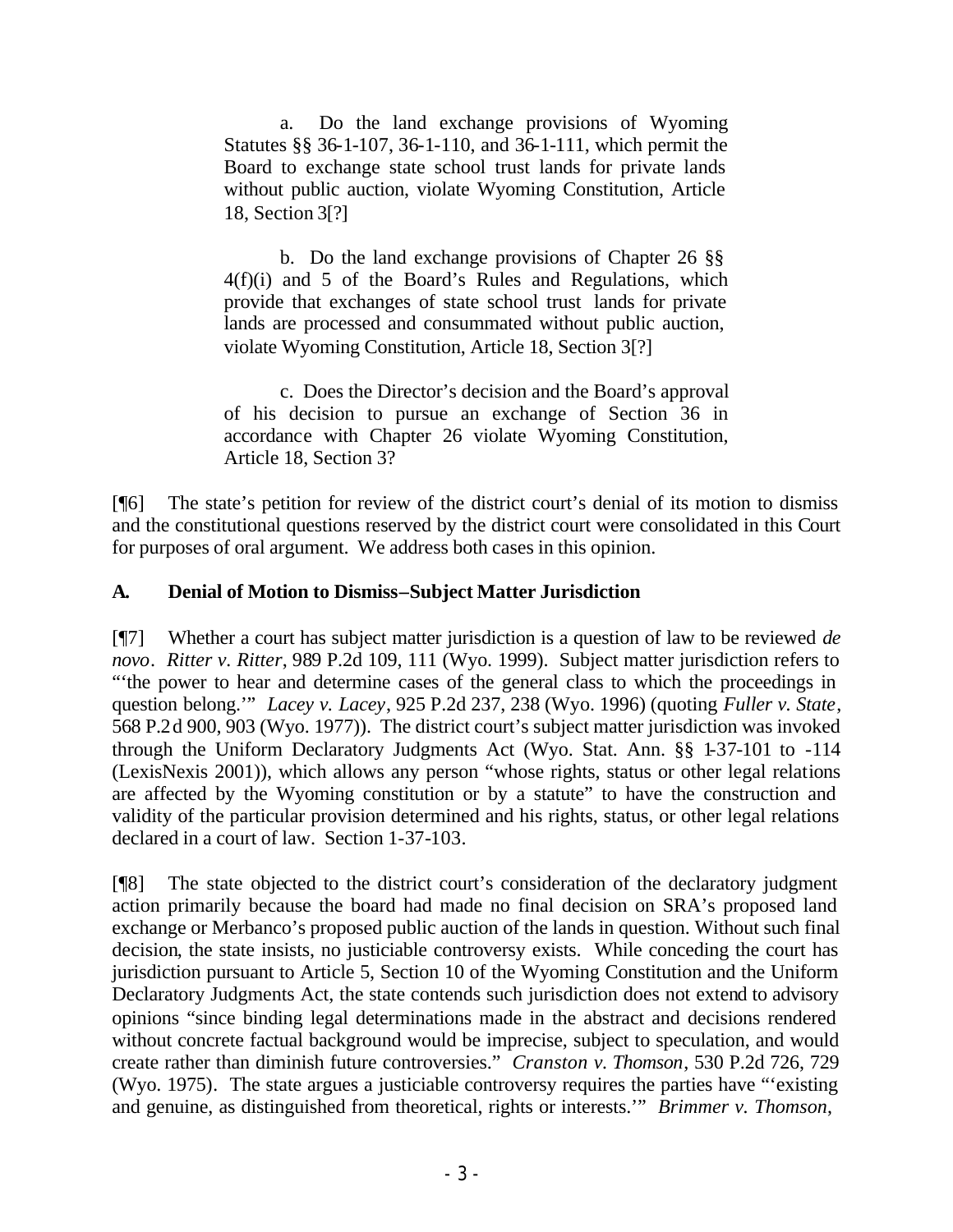> a. Do the land exchange provisions of Wyoming Statutes §§ 36-1-107, 36-1-110, and 36-1-111, which permit the Board to exchange state school trust lands for private lands without public auction, violate Wyoming Constitution, Article 18, Section 3[?]
>
> b. Do the land exchange provisions of Chapter 26 §§ 4(f)(i) and 5 of the Board's Rules and Regulations, which provide that exchanges of state school trust lands for private lands are processed and consummated without public auction, violate Wyoming Constitution, Article 18, Section 3[?]
>
> c. Does the Director's decision and the Board's approval of his decision to pursue an exchange of Section 36 in accordance with Chapter 26 violate Wyoming Constitution, Article 18, Section 3?

[¶6] The state's petition for review of the district court's denial of its motion to dismiss and the constitutional questions reserved by the district court were consolidated in this Court for purposes of oral argument. We address both cases in this opinion.

### A. Denial of Motion to Dismiss–Subject Matter Jurisdiction

[¶7] Whether a court has subject matter jurisdiction is a question of law to be reviewed *de novo*. *Ritter v. Ritter*, 989 P.2d 109, 111 (Wyo. 1999). Subject matter jurisdiction refers to "'the power to hear and determine cases of the general class to which the proceedings in question belong.'" *Lacey v. Lacey*, 925 P.2d 237, 238 (Wyo. 1996) (quoting *Fuller v. State*, 568 P.2d 900, 903 (Wyo. 1977)). The district court's subject matter jurisdiction was invoked through the Uniform Declaratory Judgments Act (Wyo. Stat. Ann. §§ 1-37-101 to -114 (LexisNexis 2001)), which allows any person "whose rights, status or other legal relations are affected by the Wyoming constitution or by a statute" to have the construction and validity of the particular provision determined and his rights, status, or other legal relations declared in a court of law. Section 1-37-103.

[¶8] The state objected to the district court's consideration of the declaratory judgment action primarily because the board had made no final decision on SRA's proposed land exchange or Merbanco's proposed public auction of the lands in question. Without such final decision, the state insists, no justiciable controversy exists. While conceding the court has jurisdiction pursuant to Article 5, Section 10 of the Wyoming Constitution and the Uniform Declaratory Judgments Act, the state contends such jurisdiction does not extend to advisory opinions "since binding legal determinations made in the abstract and decisions rendered without concrete factual background would be imprecise, subject to speculation, and would create rather than diminish future controversies." *Cranston v. Thomson*, 530 P.2d 726, 729 (Wyo. 1975). The state argues a justiciable controversy requires the parties have "'existing and genuine, as distinguished from theoretical, rights or interests.'" *Brimmer v. Thomson*,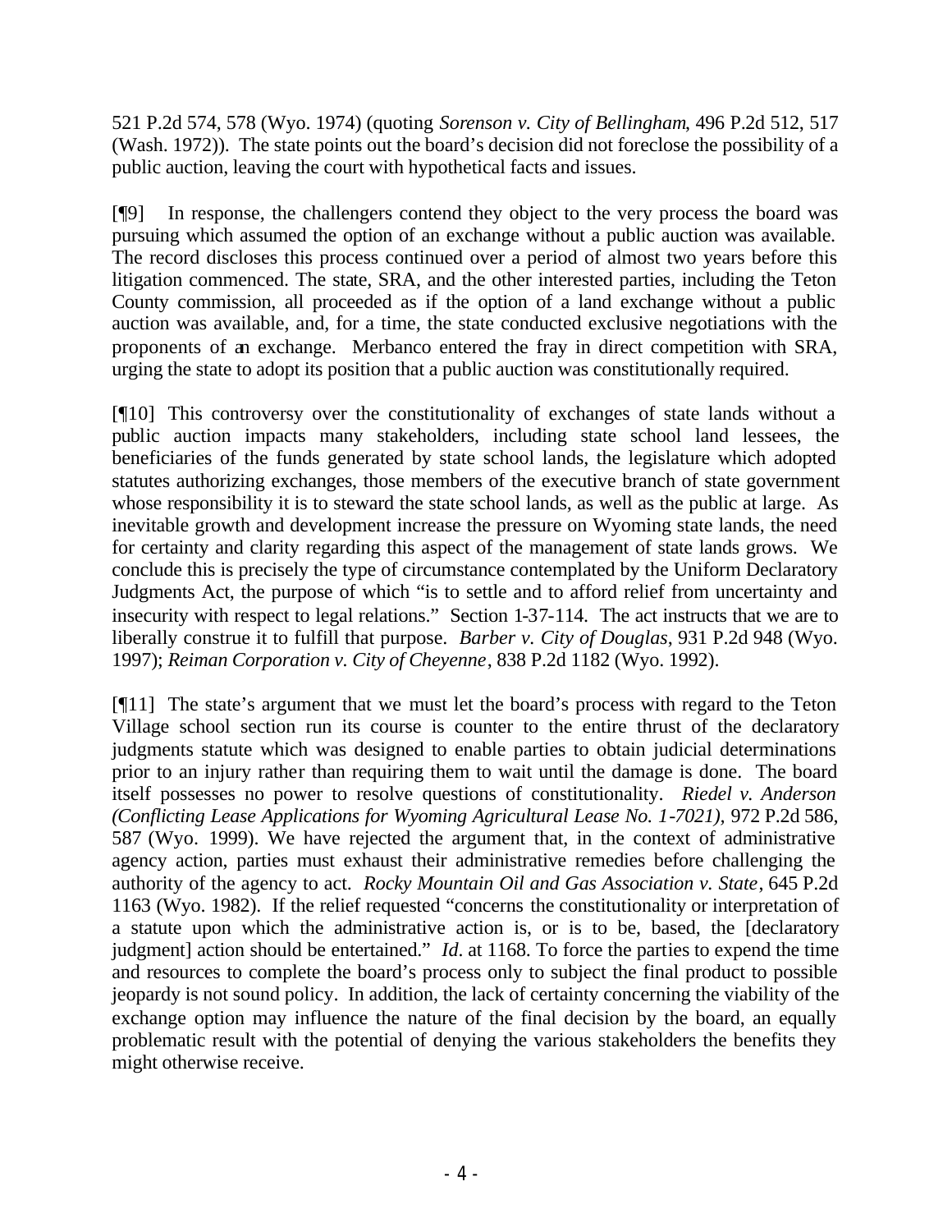521 P.2d 574, 578 (Wyo. 1974) (quoting *Sorenson v. City of Bellingham*, 496 P.2d 512, 517 (Wash. 1972)). The state points out the board's decision did not foreclose the possibility of a public auction, leaving the court with hypothetical facts and issues.

[¶9] In response, the challengers contend they object to the very process the board was pursuing which assumed the option of an exchange without a public auction was available. The record discloses this process continued over a period of almost two years before this litigation commenced. The state, SRA, and the other interested parties, including the Teton County commission, all proceeded as if the option of a land exchange without a public auction was available, and, for a time, the state conducted exclusive negotiations with the proponents of an exchange. Merbanco entered the fray in direct competition with SRA, urging the state to adopt its position that a public auction was constitutionally required.

[¶10] This controversy over the constitutionality of exchanges of state lands without a public auction impacts many stakeholders, including state school land lessees, the beneficiaries of the funds generated by state school lands, the legislature which adopted statutes authorizing exchanges, those members of the executive branch of state government whose responsibility it is to steward the state school lands, as well as the public at large. As inevitable growth and development increase the pressure on Wyoming state lands, the need for certainty and clarity regarding this aspect of the management of state lands grows. We conclude this is precisely the type of circumstance contemplated by the Uniform Declaratory Judgments Act, the purpose of which "is to settle and to afford relief from uncertainty and insecurity with respect to legal relations." Section 1-37-114. The act instructs that we are to liberally construe it to fulfill that purpose. *Barber v. City of Douglas*, 931 P.2d 948 (Wyo. 1997); *Reiman Corporation v. City of Cheyenne*, 838 P.2d 1182 (Wyo. 1992).

[¶11] The state's argument that we must let the board's process with regard to the Teton Village school section run its course is counter to the entire thrust of the declaratory judgments statute which was designed to enable parties to obtain judicial determinations prior to an injury rather than requiring them to wait until the damage is done. The board itself possesses no power to resolve questions of constitutionality. *Riedel v. Anderson (Conflicting Lease Applications for Wyoming Agricultural Lease No. 1-7021)*, 972 P.2d 586, 587 (Wyo. 1999). We have rejected the argument that, in the context of administrative agency action, parties must exhaust their administrative remedies before challenging the authority of the agency to act. *Rocky Mountain Oil and Gas Association v. State*, 645 P.2d 1163 (Wyo. 1982). If the relief requested "concerns the constitutionality or interpretation of a statute upon which the administrative action is, or is to be, based, the [declaratory judgment] action should be entertained." *Id.* at 1168. To force the parties to expend the time and resources to complete the board's process only to subject the final product to possible jeopardy is not sound policy. In addition, the lack of certainty concerning the viability of the exchange option may influence the nature of the final decision by the board, an equally problematic result with the potential of denying the various stakeholders the benefits they might otherwise receive.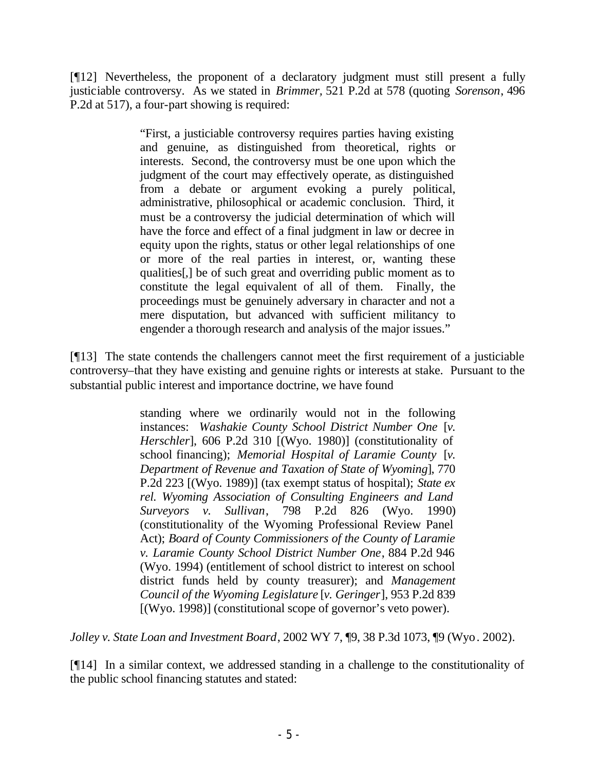[¶12] Nevertheless, the proponent of a declaratory judgment must still present a fully justiciable controversy. As we stated in *Brimmer,* 521 P.2d at 578 (quoting *Sorenson*, 496 P.2d at 517), a four-part showing is required:

> "First, a justiciable controversy requires parties having existing and genuine, as distinguished from theoretical, rights or interests. Second, the controversy must be one upon which the judgment of the court may effectively operate, as distinguished from a debate or argument evoking a purely political, administrative, philosophical or academic conclusion. Third, it must be a controversy the judicial determination of which will have the force and effect of a final judgment in law or decree in equity upon the rights, status or other legal relationships of one or more of the real parties in interest, or, wanting these qualities[,] be of such great and overriding public moment as to constitute the legal equivalent of all of them. Finally, the proceedings must be genuinely adversary in character and not a mere disputation, but advanced with sufficient militancy to engender a thorough research and analysis of the major issues."

[¶13] The state contends the challengers cannot meet the first requirement of a justiciable controversy–that they have existing and genuine rights or interests at stake. Pursuant to the substantial public interest and importance doctrine, we have found

> standing where we ordinarily would not in the following instances: *Washakie County School District Number One* [*v. Herschler*], 606 P.2d 310 [(Wyo. 1980)] (constitutionality of school financing); *Memorial Hospital of Laramie County* [*v. Department of Revenue and Taxation of State of Wyoming*], 770 P.2d 223 [(Wyo. 1989)] (tax exempt status of hospital); *State ex rel. Wyoming Association of Consulting Engineers and Land Surveyors v. Sullivan*, 798 P.2d 826 (Wyo. 1990) (constitutionality of the Wyoming Professional Review Panel Act); *Board of County Commissioners of the County of Laramie v. Laramie County School District Number One*, 884 P.2d 946 (Wyo. 1994) (entitlement of school district to interest on school district funds held by county treasurer); and *Management Council of the Wyoming Legislature* [*v. Geringer*], 953 P.2d 839 [(Wyo. 1998)] (constitutional scope of governor's veto power).

*Jolley v. State Loan and Investment Board*, 2002 WY 7, ¶9, 38 P.3d 1073, ¶9 (Wyo. 2002).

[¶14] In a similar context, we addressed standing in a challenge to the constitutionality of the public school financing statutes and stated: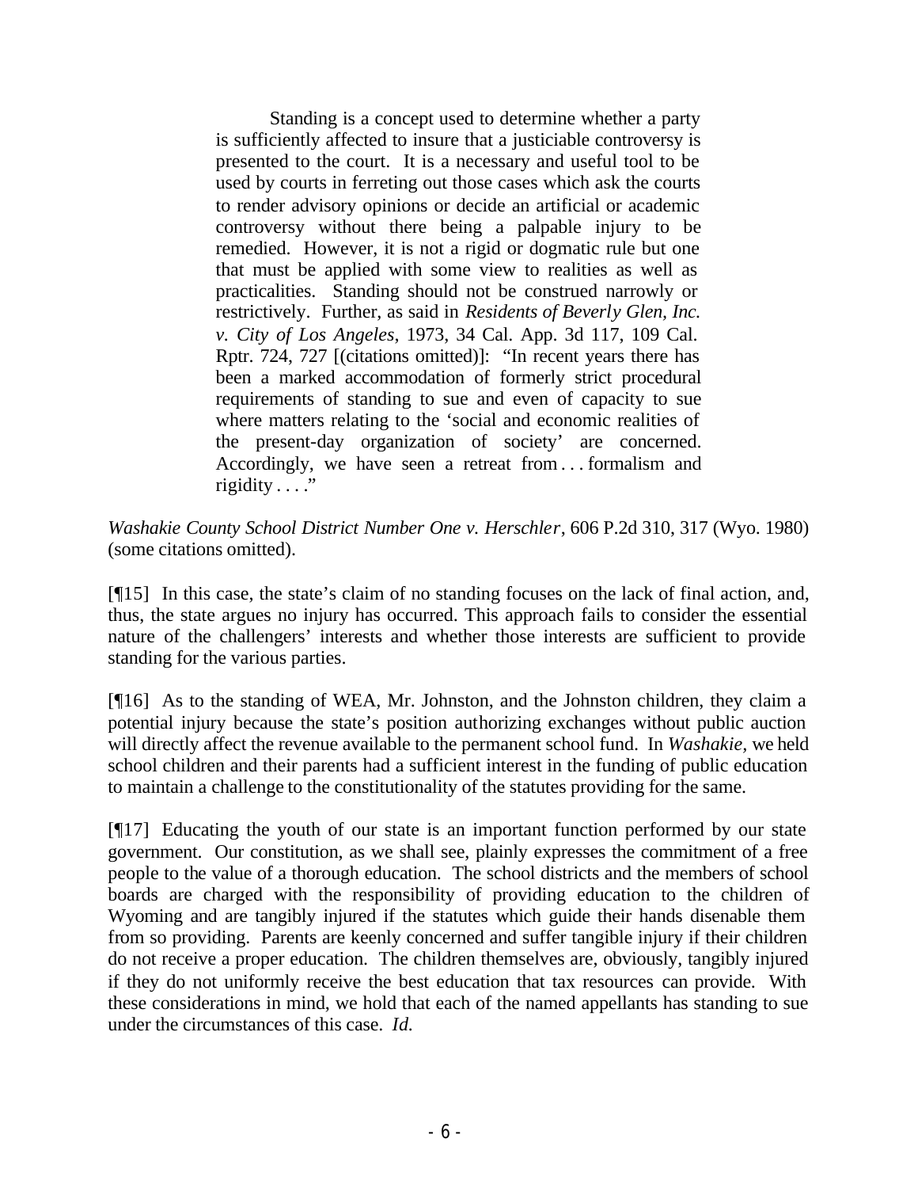> Standing is a concept used to determine whether a party is sufficiently affected to insure that a justiciable controversy is presented to the court. It is a necessary and useful tool to be used by courts in ferreting out those cases which ask the courts to render advisory opinions or decide an artificial or academic controversy without there being a palpable injury to be remedied. However, it is not a rigid or dogmatic rule but one that must be applied with some view to realities as well as practicalities. Standing should not be construed narrowly or restrictively. Further, as said in *Residents of Beverly Glen, Inc. v. City of Los Angeles*, 1973, 34 Cal. App. 3d 117, 109 Cal. Rptr. 724, 727 [(citations omitted)]: "In recent years there has been a marked accommodation of formerly strict procedural requirements of standing to sue and even of capacity to sue where matters relating to the 'social and economic realities of the present-day organization of society' are concerned. Accordingly, we have seen a retreat from . . . formalism and rigidity . . . ."

*Washakie County School District Number One v. Herschler*, 606 P.2d 310, 317 (Wyo. 1980) (some citations omitted).

[¶15] In this case, the state's claim of no standing focuses on the lack of final action, and, thus, the state argues no injury has occurred. This approach fails to consider the essential nature of the challengers' interests and whether those interests are sufficient to provide standing for the various parties.

[¶16] As to the standing of WEA, Mr. Johnston, and the Johnston children, they claim a potential injury because the state's position authorizing exchanges without public auction will directly affect the revenue available to the permanent school fund. In *Washakie*, we held school children and their parents had a sufficient interest in the funding of public education to maintain a challenge to the constitutionality of the statutes providing for the same.

[¶17] Educating the youth of our state is an important function performed by our state government. Our constitution, as we shall see, plainly expresses the commitment of a free people to the value of a thorough education. The school districts and the members of school boards are charged with the responsibility of providing education to the children of Wyoming and are tangibly injured if the statutes which guide their hands disenable them from so providing. Parents are keenly concerned and suffer tangible injury if their children do not receive a proper education. The children themselves are, obviously, tangibly injured if they do not uniformly receive the best education that tax resources can provide. With these considerations in mind, we hold that each of the named appellants has standing to sue under the circumstances of this case. *Id.*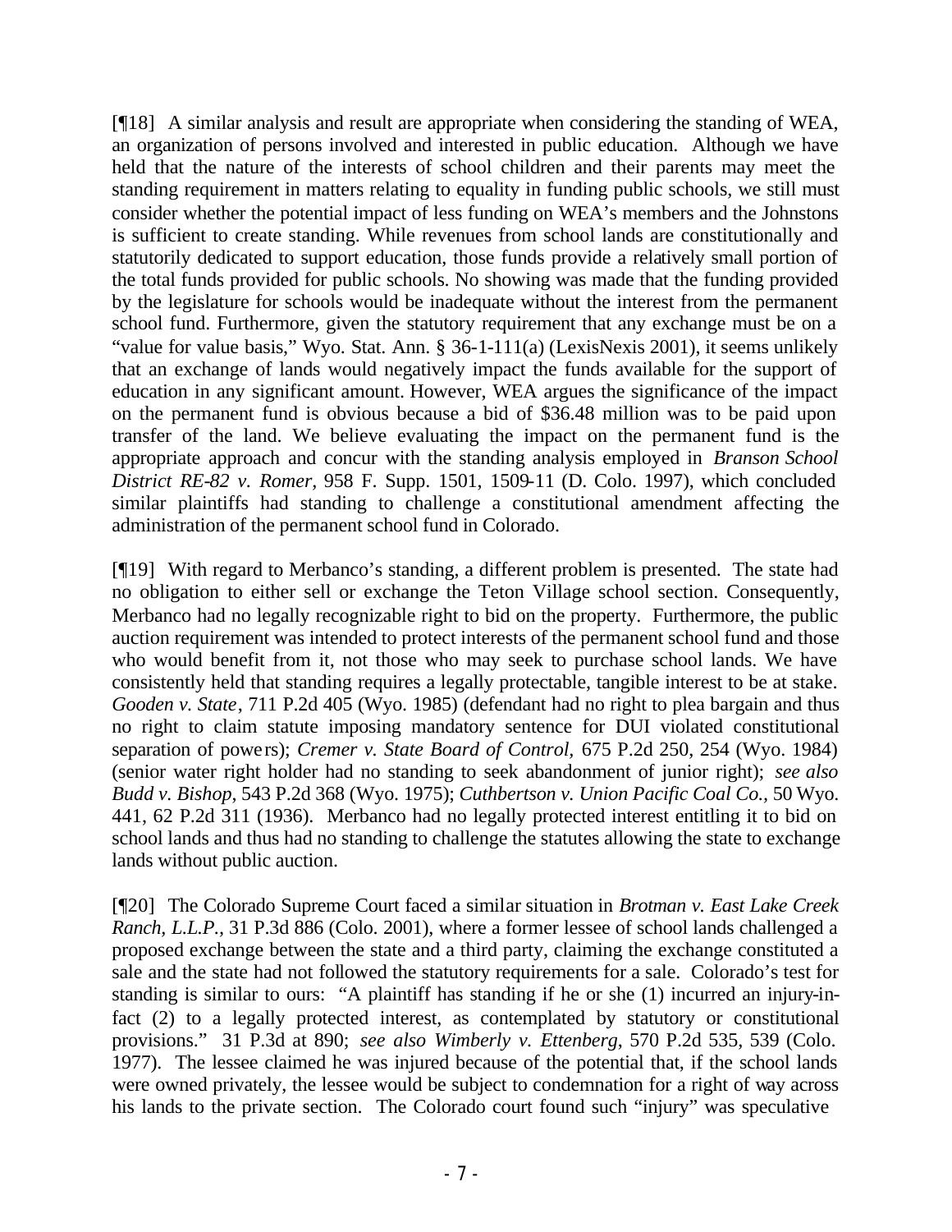[¶18] A similar analysis and result are appropriate when considering the standing of WEA, an organization of persons involved and interested in public education. Although we have held that the nature of the interests of school children and their parents may meet the standing requirement in matters relating to equality in funding public schools, we still must consider whether the potential impact of less funding on WEA's members and the Johnstons is sufficient to create standing. While revenues from school lands are constitutionally and statutorily dedicated to support education, those funds provide a relatively small portion of the total funds provided for public schools. No showing was made that the funding provided by the legislature for schools would be inadequate without the interest from the permanent school fund. Furthermore, given the statutory requirement that any exchange must be on a "value for value basis," Wyo. Stat. Ann. § 36-1-111(a) (LexisNexis 2001), it seems unlikely that an exchange of lands would negatively impact the funds available for the support of education in any significant amount. However, WEA argues the significance of the impact on the permanent fund is obvious because a bid of $36.48 million was to be paid upon transfer of the land. We believe evaluating the impact on the permanent fund is the appropriate approach and concur with the standing analysis employed in *Branson School District RE-82 v. Romer*, 958 F. Supp. 1501, 1509-11 (D. Colo. 1997), which concluded similar plaintiffs had standing to challenge a constitutional amendment affecting the administration of the permanent school fund in Colorado.

[¶19] With regard to Merbanco's standing, a different problem is presented. The state had no obligation to either sell or exchange the Teton Village school section. Consequently, Merbanco had no legally recognizable right to bid on the property. Furthermore, the public auction requirement was intended to protect interests of the permanent school fund and those who would benefit from it, not those who may seek to purchase school lands. We have consistently held that standing requires a legally protectable, tangible interest to be at stake. *Gooden v. State*, 711 P.2d 405 (Wyo. 1985) (defendant had no right to plea bargain and thus no right to claim statute imposing mandatory sentence for DUI violated constitutional separation of powers); *Cremer v. State Board of Control,* 675 P.2d 250, 254 (Wyo. 1984) (senior water right holder had no standing to seek abandonment of junior right); *see also Budd v. Bishop*, 543 P.2d 368 (Wyo. 1975); *Cuthbertson v. Union Pacific Coal Co.,* 50 Wyo. 441, 62 P.2d 311 (1936). Merbanco had no legally protected interest entitling it to bid on school lands and thus had no standing to challenge the statutes allowing the state to exchange lands without public auction.

[¶20] The Colorado Supreme Court faced a similar situation in *Brotman v. East Lake Creek Ranch, L.L.P.*, 31 P.3d 886 (Colo. 2001), where a former lessee of school lands challenged a proposed exchange between the state and a third party, claiming the exchange constituted a sale and the state had not followed the statutory requirements for a sale. Colorado's test for standing is similar to ours: "A plaintiff has standing if he or she (1) incurred an injury-in-fact (2) to a legally protected interest, as contemplated by statutory or constitutional provisions." 31 P.3d at 890; *see also Wimberly v. Ettenberg*, 570 P.2d 535, 539 (Colo. 1977). The lessee claimed he was injured because of the potential that, if the school lands were owned privately, the lessee would be subject to condemnation for a right of way across his lands to the private section. The Colorado court found such "injury" was speculative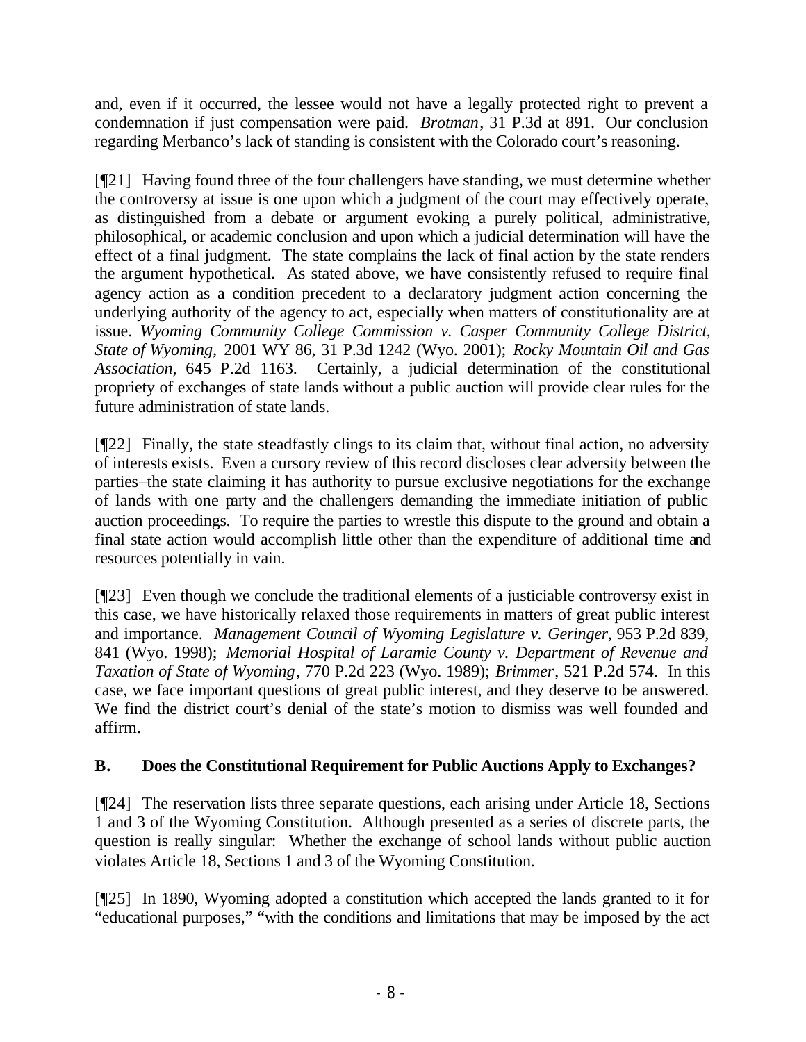and, even if it occurred, the lessee would not have a legally protected right to prevent a condemnation if just compensation were paid. *Brotman*, 31 P.3d at 891. Our conclusion regarding Merbanco's lack of standing is consistent with the Colorado court's reasoning.

[¶21] Having found three of the four challengers have standing, we must determine whether the controversy at issue is one upon which a judgment of the court may effectively operate, as distinguished from a debate or argument evoking a purely political, administrative, philosophical, or academic conclusion and upon which a judicial determination will have the effect of a final judgment. The state complains the lack of final action by the state renders the argument hypothetical. As stated above, we have consistently refused to require final agency action as a condition precedent to a declaratory judgment action concerning the underlying authority of the agency to act, especially when matters of constitutionality are at issue. *Wyoming Community College Commission v. Casper Community College District, State of Wyoming*, 2001 WY 86, 31 P.3d 1242 (Wyo. 2001); *Rocky Mountain Oil and Gas Association*, 645 P.2d 1163. Certainly, a judicial determination of the constitutional propriety of exchanges of state lands without a public auction will provide clear rules for the future administration of state lands.

[¶22] Finally, the state steadfastly clings to its claim that, without final action, no adversity of interests exists. Even a cursory review of this record discloses clear adversity between the parties–the state claiming it has authority to pursue exclusive negotiations for the exchange of lands with one party and the challengers demanding the immediate initiation of public auction proceedings. To require the parties to wrestle this dispute to the ground and obtain a final state action would accomplish little other than the expenditure of additional time and resources potentially in vain.

[¶23] Even though we conclude the traditional elements of a justiciable controversy exist in this case, we have historically relaxed those requirements in matters of great public interest and importance. *Management Council of Wyoming Legislature v. Geringer*, 953 P.2d 839, 841 (Wyo. 1998); *Memorial Hospital of Laramie County v. Department of Revenue and Taxation of State of Wyoming*, 770 P.2d 223 (Wyo. 1989); *Brimmer*, 521 P.2d 574. In this case, we face important questions of great public interest, and they deserve to be answered. We find the district court's denial of the state's motion to dismiss was well founded and affirm.

### B. Does the Constitutional Requirement for Public Auctions Apply to Exchanges?

[¶24] The reservation lists three separate questions, each arising under Article 18, Sections 1 and 3 of the Wyoming Constitution. Although presented as a series of discrete parts, the question is really singular: Whether the exchange of school lands without public auction violates Article 18, Sections 1 and 3 of the Wyoming Constitution.

[¶25] In 1890, Wyoming adopted a constitution which accepted the lands granted to it for "educational purposes," "with the conditions and limitations that may be imposed by the act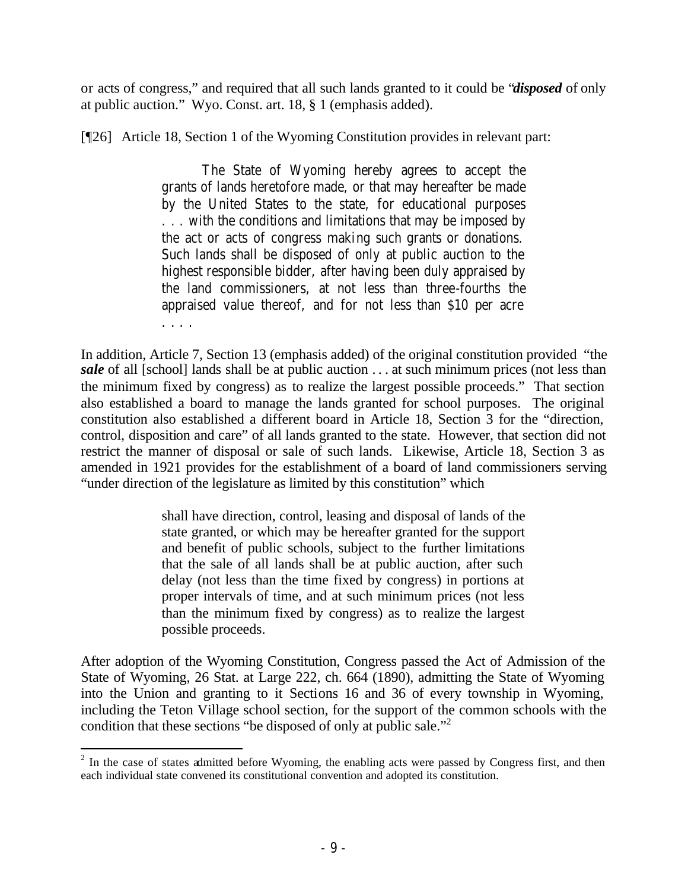or acts of congress," and required that all such lands granted to it could be "***disposed*** of only at public auction." Wyo. Const. art. 18, § 1 (emphasis added).

[¶26] Article 18, Section 1 of the Wyoming Constitution provides in relevant part:

> The State of Wyoming hereby agrees to accept the grants of lands heretofore made, or that may hereafter be made by the United States to the state, for educational purposes . . . with the conditions and limitations that may be imposed by the act or acts of congress making such grants or donations. Such lands shall be disposed of only at public auction to the highest responsible bidder, after having been duly appraised by the land commissioners, at not less than three-fourths the appraised value thereof, and for not less than $10 per acre . . . .

In addition, Article 7, Section 13 (emphasis added) of the original constitution provided "the ***sale*** of all [school] lands shall be at public auction . . . at such minimum prices (not less than the minimum fixed by congress) as to realize the largest possible proceeds." That section also established a board to manage the lands granted for school purposes. The original constitution also established a different board in Article 18, Section 3 for the "direction, control, disposition and care" of all lands granted to the state. However, that section did not restrict the manner of disposal or sale of such lands. Likewise, Article 18, Section 3 as amended in 1921 provides for the establishment of a board of land commissioners serving "under direction of the legislature as limited by this constitution" which

> shall have direction, control, leasing and disposal of lands of the state granted, or which may be hereafter granted for the support and benefit of public schools, subject to the further limitations that the sale of all lands shall be at public auction, after such delay (not less than the time fixed by congress) in portions at proper intervals of time, and at such minimum prices (not less than the minimum fixed by congress) as to realize the largest possible proceeds.

After adoption of the Wyoming Constitution, Congress passed the Act of Admission of the State of Wyoming, 26 Stat. at Large 222, ch. 664 (1890), admitting the State of Wyoming into the Union and granting to it Sections 16 and 36 of every township in Wyoming, including the Teton Village school section, for the support of the common schools with the condition that these sections "be disposed of only at public sale."[2]

---

[2] In the case of states admitted before Wyoming, the enabling acts were passed by Congress first, and then each individual state convened its constitutional convention and adopted its constitution.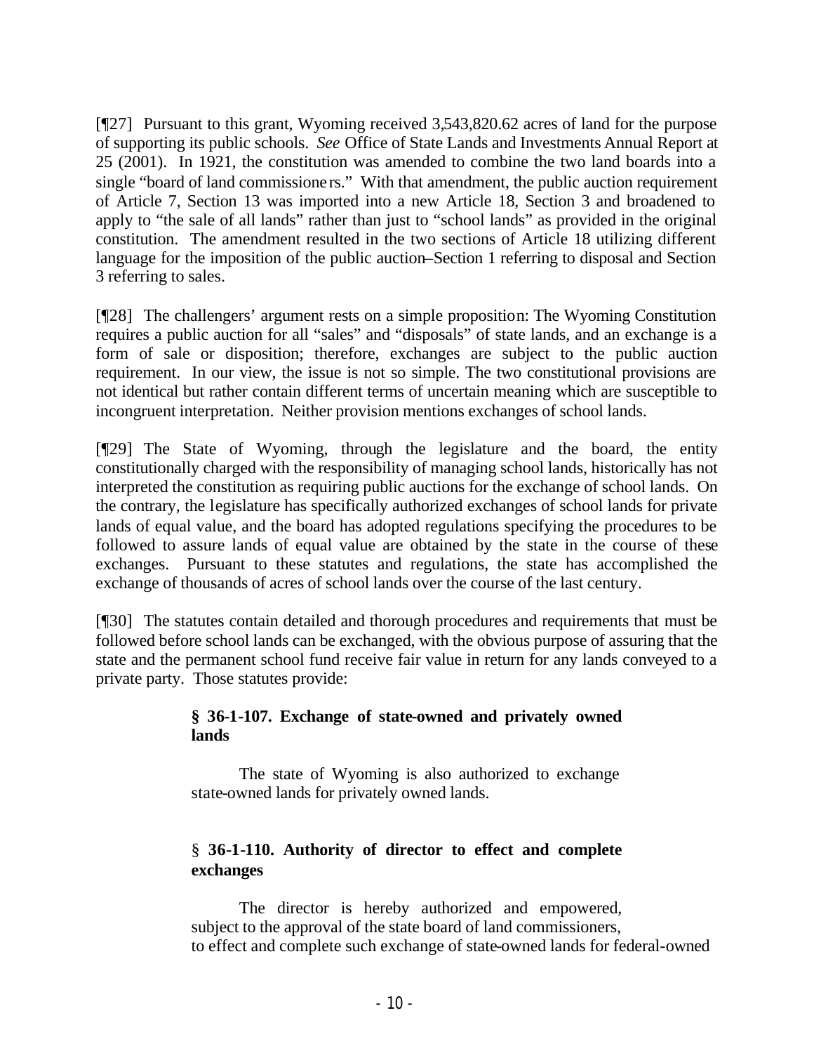[¶27] Pursuant to this grant, Wyoming received 3,543,820.62 acres of land for the purpose of supporting its public schools. *See* Office of State Lands and Investments Annual Report at 25 (2001). In 1921, the constitution was amended to combine the two land boards into a single "board of land commissioners." With that amendment, the public auction requirement of Article 7, Section 13 was imported into a new Article 18, Section 3 and broadened to apply to "the sale of all lands" rather than just to "school lands" as provided in the original constitution. The amendment resulted in the two sections of Article 18 utilizing different language for the imposition of the public auction–Section 1 referring to disposal and Section 3 referring to sales.

[¶28] The challengers' argument rests on a simple proposition: The Wyoming Constitution requires a public auction for all "sales" and "disposals" of state lands, and an exchange is a form of sale or disposition; therefore, exchanges are subject to the public auction requirement. In our view, the issue is not so simple. The two constitutional provisions are not identical but rather contain different terms of uncertain meaning which are susceptible to incongruent interpretation. Neither provision mentions exchanges of school lands.

[¶29] The State of Wyoming, through the legislature and the board, the entity constitutionally charged with the responsibility of managing school lands, historically has not interpreted the constitution as requiring public auctions for the exchange of school lands. On the contrary, the legislature has specifically authorized exchanges of school lands for private lands of equal value, and the board has adopted regulations specifying the procedures to be followed to assure lands of equal value are obtained by the state in the course of these exchanges. Pursuant to these statutes and regulations, the state has accomplished the exchange of thousands of acres of school lands over the course of the last century.

[¶30] The statutes contain detailed and thorough procedures and requirements that must be followed before school lands can be exchanged, with the obvious purpose of assuring that the state and the permanent school fund receive fair value in return for any lands conveyed to a private party. Those statutes provide:

> **§ 36-1-107. Exchange of state-owned and privately owned lands**
>
> The state of Wyoming is also authorized to exchange state-owned lands for privately owned lands.
>
> § **36-1-110. Authority of director to effect and complete exchanges**
>
> The director is hereby authorized and empowered, subject to the approval of the state board of land commissioners, to effect and complete such exchange of state-owned lands for federal-owned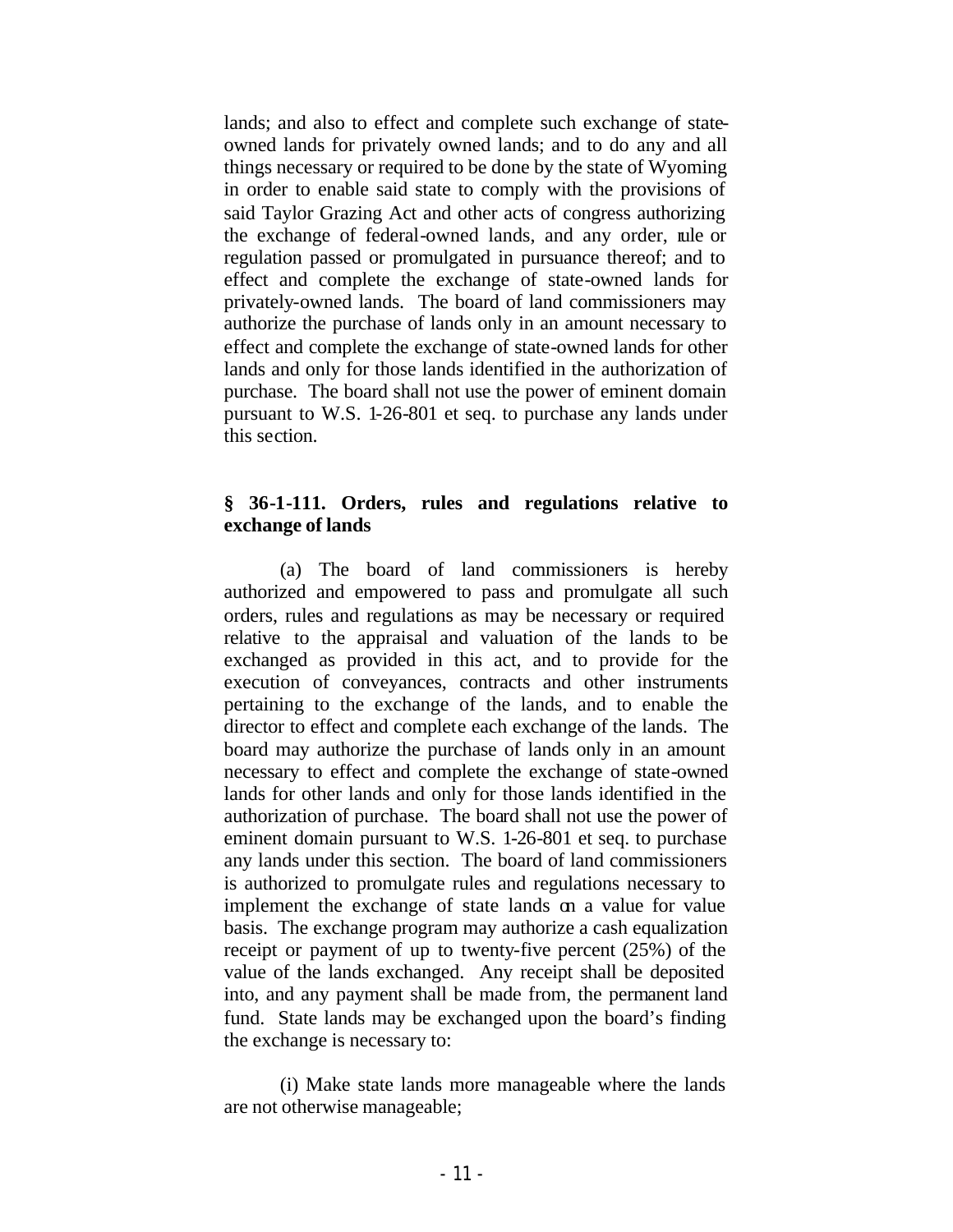lands; and also to effect and complete such exchange of state-owned lands for privately owned lands; and to do any and all things necessary or required to be done by the state of Wyoming in order to enable said state to comply with the provisions of said Taylor Grazing Act and other acts of congress authorizing the exchange of federal-owned lands, and any order, rule or regulation passed or promulgated in pursuance thereof; and to effect and complete the exchange of state-owned lands for privately-owned lands. The board of land commissioners may authorize the purchase of lands only in an amount necessary to effect and complete the exchange of state-owned lands for other lands and only for those lands identified in the authorization of purchase. The board shall not use the power of eminent domain pursuant to W.S. 1-26-801 et seq. to purchase any lands under this section.

**§ 36-1-111. Orders, rules and regulations relative to exchange of lands**

(a) The board of land commissioners is hereby authorized and empowered to pass and promulgate all such orders, rules and regulations as may be necessary or required relative to the appraisal and valuation of the lands to be exchanged as provided in this act, and to provide for the execution of conveyances, contracts and other instruments pertaining to the exchange of the lands, and to enable the director to effect and complete each exchange of the lands. The board may authorize the purchase of lands only in an amount necessary to effect and complete the exchange of state-owned lands for other lands and only for those lands identified in the authorization of purchase. The board shall not use the power of eminent domain pursuant to W.S. 1-26-801 et seq. to purchase any lands under this section. The board of land commissioners is authorized to promulgate rules and regulations necessary to implement the exchange of state lands on a value for value basis. The exchange program may authorize a cash equalization receipt or payment of up to twenty-five percent (25%) of the value of the lands exchanged. Any receipt shall be deposited into, and any payment shall be made from, the permanent land fund. State lands may be exchanged upon the board's finding the exchange is necessary to:

(i) Make state lands more manageable where the lands are not otherwise manageable;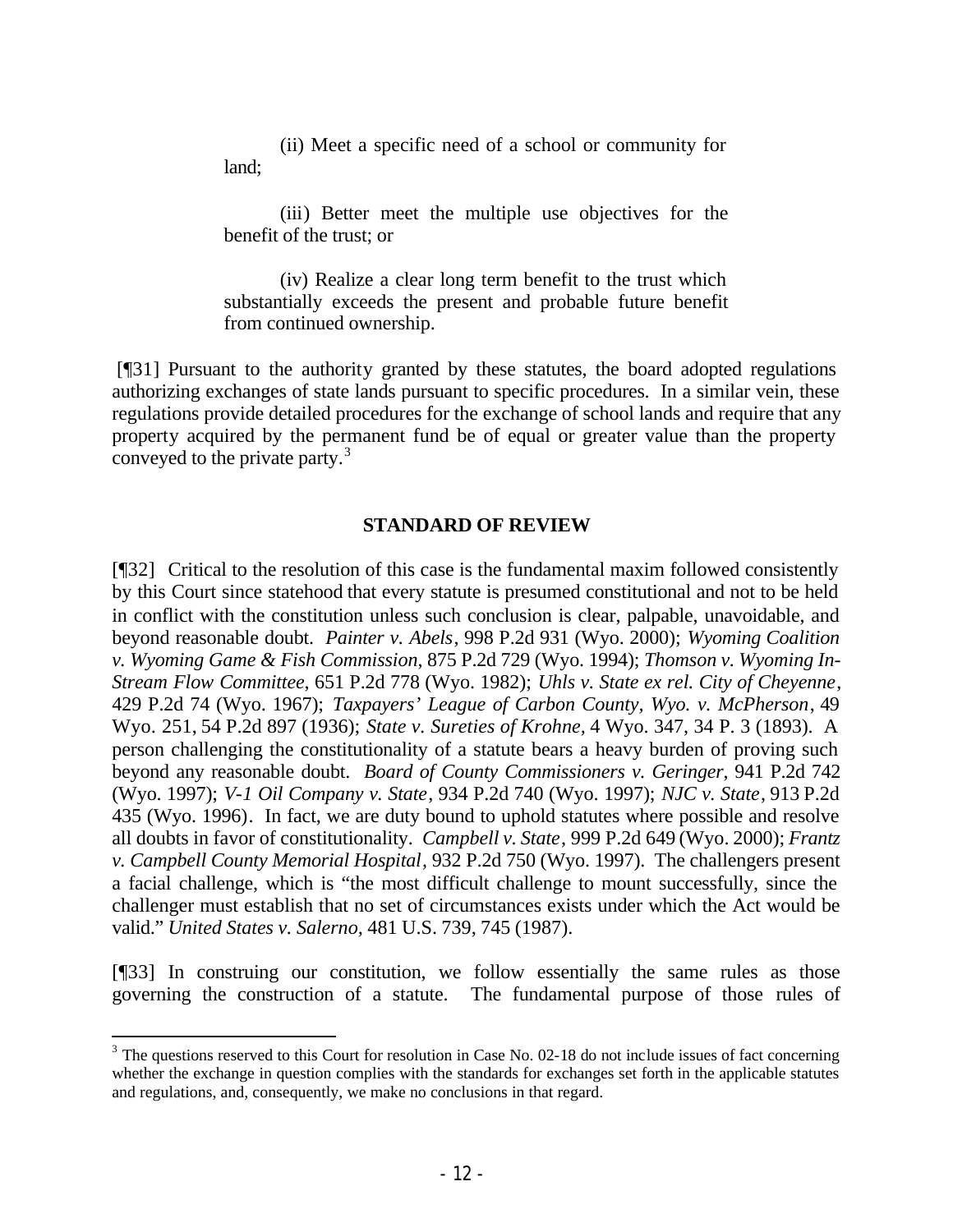(ii) Meet a specific need of a school or community for land;

(iii) Better meet the multiple use objectives for the benefit of the trust; or

(iv) Realize a clear long term benefit to the trust which substantially exceeds the present and probable future benefit from continued ownership.

[¶31] Pursuant to the authority granted by these statutes, the board adopted regulations authorizing exchanges of state lands pursuant to specific procedures. In a similar vein, these regulations provide detailed procedures for the exchange of school lands and require that any property acquired by the permanent fund be of equal or greater value than the property conveyed to the private party.[3]

## STANDARD OF REVIEW

[¶32] Critical to the resolution of this case is the fundamental maxim followed consistently by this Court since statehood that every statute is presumed constitutional and not to be held in conflict with the constitution unless such conclusion is clear, palpable, unavoidable, and beyond reasonable doubt. *Painter v. Abels*, 998 P.2d 931 (Wyo. 2000); *Wyoming Coalition v. Wyoming Game & Fish Commission*, 875 P.2d 729 (Wyo. 1994); *Thomson v. Wyoming In-Stream Flow Committee*, 651 P.2d 778 (Wyo. 1982); *Uhls v. State ex rel. City of Cheyenne*, 429 P.2d 74 (Wyo. 1967); *Taxpayers' League of Carbon County, Wyo. v. McPherson*, 49 Wyo. 251, 54 P.2d 897 (1936); *State v. Sureties of Krohne*, 4 Wyo. 347, 34 P. 3 (1893). A person challenging the constitutionality of a statute bears a heavy burden of proving such beyond any reasonable doubt. *Board of County Commissioners v. Geringer*, 941 P.2d 742 (Wyo. 1997); *V-1 Oil Company v. State*, 934 P.2d 740 (Wyo. 1997); *NJC v. State*, 913 P.2d 435 (Wyo. 1996). In fact, we are duty bound to uphold statutes where possible and resolve all doubts in favor of constitutionality. *Campbell v. State*, 999 P.2d 649 (Wyo. 2000); *Frantz v. Campbell County Memorial Hospital*, 932 P.2d 750 (Wyo. 1997). The challengers present a facial challenge, which is "the most difficult challenge to mount successfully, since the challenger must establish that no set of circumstances exists under which the Act would be valid." *United States v. Salerno,* 481 U.S. 739, 745 (1987).

[¶33] In construing our constitution, we follow essentially the same rules as those governing the construction of a statute. The fundamental purpose of those rules of

---

[3] The questions reserved to this Court for resolution in Case No. 02-18 do not include issues of fact concerning whether the exchange in question complies with the standards for exchanges set forth in the applicable statutes and regulations, and, consequently, we make no conclusions in that regard.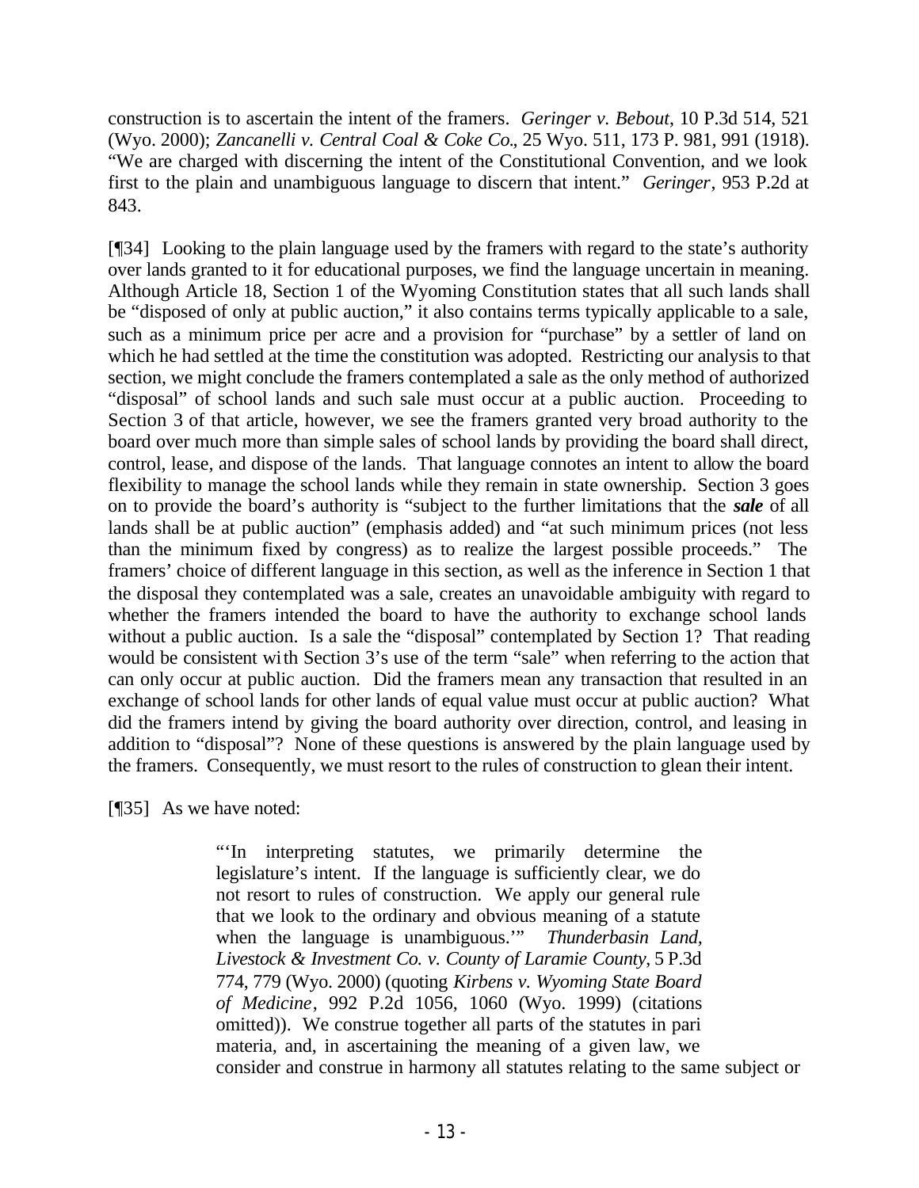construction is to ascertain the intent of the framers. *Geringer v. Bebout*, 10 P.3d 514, 521 (Wyo. 2000); *Zancanelli v. Central Coal & Coke Co.*, 25 Wyo. 511, 173 P. 981, 991 (1918). "We are charged with discerning the intent of the Constitutional Convention, and we look first to the plain and unambiguous language to discern that intent." *Geringer*, 953 P.2d at 843.

[¶34] Looking to the plain language used by the framers with regard to the state's authority over lands granted to it for educational purposes, we find the language uncertain in meaning. Although Article 18, Section 1 of the Wyoming Constitution states that all such lands shall be "disposed of only at public auction," it also contains terms typically applicable to a sale, such as a minimum price per acre and a provision for "purchase" by a settler of land on which he had settled at the time the constitution was adopted. Restricting our analysis to that section, we might conclude the framers contemplated a sale as the only method of authorized "disposal" of school lands and such sale must occur at a public auction. Proceeding to Section 3 of that article, however, we see the framers granted very broad authority to the board over much more than simple sales of school lands by providing the board shall direct, control, lease, and dispose of the lands. That language connotes an intent to allow the board flexibility to manage the school lands while they remain in state ownership. Section 3 goes on to provide the board's authority is "subject to the further limitations that the ***sale*** of all lands shall be at public auction" (emphasis added) and "at such minimum prices (not less than the minimum fixed by congress) as to realize the largest possible proceeds." The framers' choice of different language in this section, as well as the inference in Section 1 that the disposal they contemplated was a sale, creates an unavoidable ambiguity with regard to whether the framers intended the board to have the authority to exchange school lands without a public auction. Is a sale the "disposal" contemplated by Section 1? That reading would be consistent with Section 3's use of the term "sale" when referring to the action that can only occur at public auction. Did the framers mean any transaction that resulted in an exchange of school lands for other lands of equal value must occur at public auction? What did the framers intend by giving the board authority over direction, control, and leasing in addition to "disposal"? None of these questions is answered by the plain language used by the framers. Consequently, we must resort to the rules of construction to glean their intent.

[¶35] As we have noted:

> "'In interpreting statutes, we primarily determine the legislature's intent. If the language is sufficiently clear, we do not resort to rules of construction. We apply our general rule that we look to the ordinary and obvious meaning of a statute when the language is unambiguous.'" *Thunderbasin Land, Livestock & Investment Co. v. County of Laramie County*, 5 P.3d 774, 779 (Wyo. 2000) (quoting *Kirbens v. Wyoming State Board of Medicine*, 992 P.2d 1056, 1060 (Wyo. 1999) (citations omitted)). We construe together all parts of the statutes in pari materia, and, in ascertaining the meaning of a given law, we consider and construe in harmony all statutes relating to the same subject or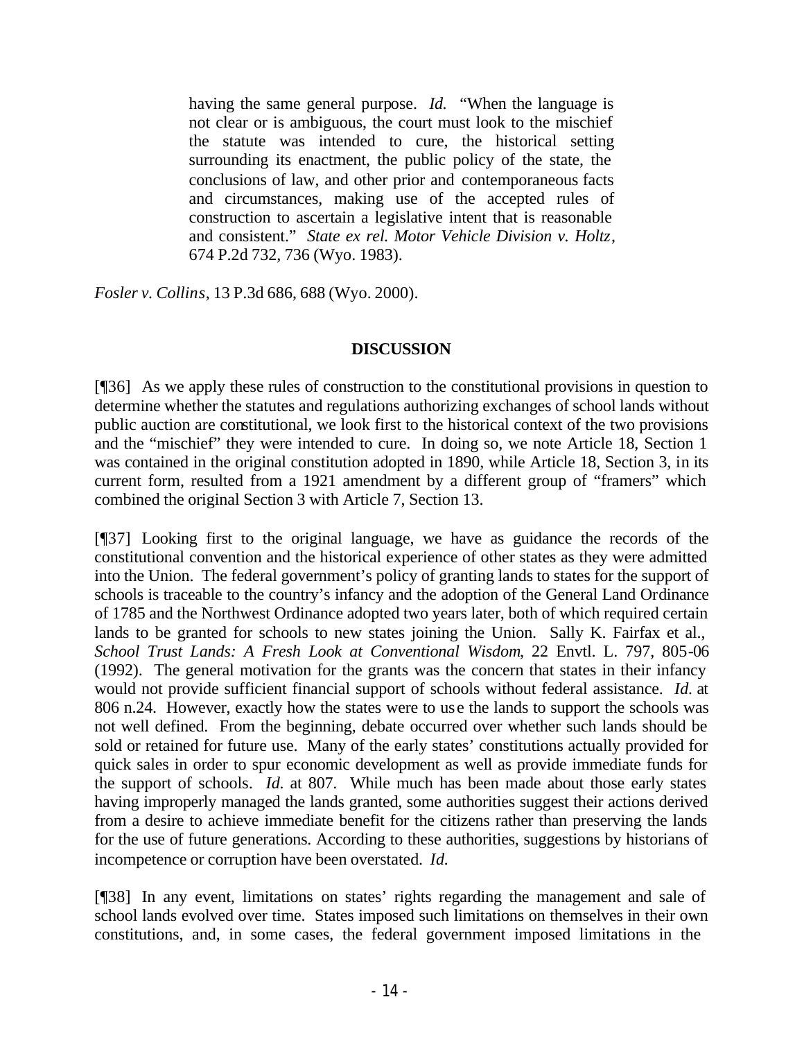> having the same general purpose. *Id.* "When the language is not clear or is ambiguous, the court must look to the mischief the statute was intended to cure, the historical setting surrounding its enactment, the public policy of the state, the conclusions of law, and other prior and contemporaneous facts and circumstances, making use of the accepted rules of construction to ascertain a legislative intent that is reasonable and consistent." *State ex rel. Motor Vehicle Division v. Holtz*, 674 P.2d 732, 736 (Wyo. 1983).

*Fosler v. Collins*, 13 P.3d 686, 688 (Wyo. 2000).

## DISCUSSION

[¶36] As we apply these rules of construction to the constitutional provisions in question to determine whether the statutes and regulations authorizing exchanges of school lands without public auction are constitutional, we look first to the historical context of the two provisions and the "mischief" they were intended to cure. In doing so, we note Article 18, Section 1 was contained in the original constitution adopted in 1890, while Article 18, Section 3, in its current form, resulted from a 1921 amendment by a different group of "framers" which combined the original Section 3 with Article 7, Section 13.

[¶37] Looking first to the original language, we have as guidance the records of the constitutional convention and the historical experience of other states as they were admitted into the Union. The federal government's policy of granting lands to states for the support of schools is traceable to the country's infancy and the adoption of the General Land Ordinance of 1785 and the Northwest Ordinance adopted two years later, both of which required certain lands to be granted for schools to new states joining the Union. Sally K. Fairfax et al., *School Trust Lands: A Fresh Look at Conventional Wisdom*, 22 Envtl. L. 797, 805-06 (1992). The general motivation for the grants was the concern that states in their infancy would not provide sufficient financial support of schools without federal assistance. *Id.* at 806 n.24. However, exactly how the states were to use the lands to support the schools was not well defined. From the beginning, debate occurred over whether such lands should be sold or retained for future use. Many of the early states' constitutions actually provided for quick sales in order to spur economic development as well as provide immediate funds for the support of schools. *Id.* at 807. While much has been made about those early states having improperly managed the lands granted, some authorities suggest their actions derived from a desire to achieve immediate benefit for the citizens rather than preserving the lands for the use of future generations. According to these authorities, suggestions by historians of incompetence or corruption have been overstated. *Id.*

[¶38] In any event, limitations on states' rights regarding the management and sale of school lands evolved over time. States imposed such limitations on themselves in their own constitutions, and, in some cases, the federal government imposed limitations in the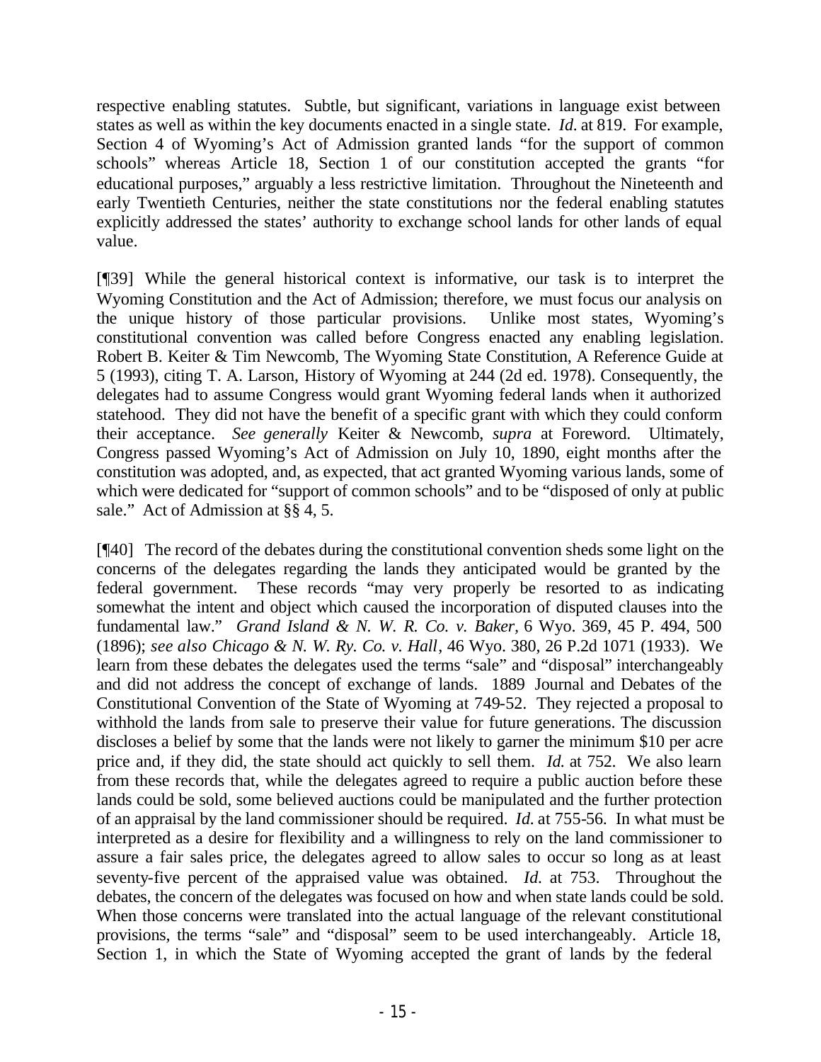respective enabling statutes. Subtle, but significant, variations in language exist between states as well as within the key documents enacted in a single state. *Id.* at 819. For example, Section 4 of Wyoming's Act of Admission granted lands "for the support of common schools" whereas Article 18, Section 1 of our constitution accepted the grants "for educational purposes," arguably a less restrictive limitation. Throughout the Nineteenth and early Twentieth Centuries, neither the state constitutions nor the federal enabling statutes explicitly addressed the states' authority to exchange school lands for other lands of equal value.

[¶39] While the general historical context is informative, our task is to interpret the Wyoming Constitution and the Act of Admission; therefore, we must focus our analysis on the unique history of those particular provisions. Unlike most states, Wyoming's constitutional convention was called before Congress enacted any enabling legislation. Robert B. Keiter & Tim Newcomb, The Wyoming State Constitution, A Reference Guide at 5 (1993), citing T. A. Larson, History of Wyoming at 244 (2d ed. 1978). Consequently, the delegates had to assume Congress would grant Wyoming federal lands when it authorized statehood. They did not have the benefit of a specific grant with which they could conform their acceptance. *See generally* Keiter & Newcomb, *supra* at Foreword. Ultimately, Congress passed Wyoming's Act of Admission on July 10, 1890, eight months after the constitution was adopted, and, as expected, that act granted Wyoming various lands, some of which were dedicated for "support of common schools" and to be "disposed of only at public sale." Act of Admission at §§ 4, 5.

[¶40] The record of the debates during the constitutional convention sheds some light on the concerns of the delegates regarding the lands they anticipated would be granted by the federal government. These records "may very properly be resorted to as indicating somewhat the intent and object which caused the incorporation of disputed clauses into the fundamental law." *Grand Island & N. W. R. Co. v. Baker*, 6 Wyo. 369, 45 P. 494, 500 (1896); *see also Chicago & N. W. Ry. Co. v. Hall*, 46 Wyo. 380, 26 P.2d 1071 (1933). We learn from these debates the delegates used the terms "sale" and "disposal" interchangeably and did not address the concept of exchange of lands. 1889 Journal and Debates of the Constitutional Convention of the State of Wyoming at 749-52. They rejected a proposal to withhold the lands from sale to preserve their value for future generations. The discussion discloses a belief by some that the lands were not likely to garner the minimum $10 per acre price and, if they did, the state should act quickly to sell them. *Id.* at 752. We also learn from these records that, while the delegates agreed to require a public auction before these lands could be sold, some believed auctions could be manipulated and the further protection of an appraisal by the land commissioner should be required. *Id.* at 755-56. In what must be interpreted as a desire for flexibility and a willingness to rely on the land commissioner to assure a fair sales price, the delegates agreed to allow sales to occur so long as at least seventy-five percent of the appraised value was obtained. *Id.* at 753. Throughout the debates, the concern of the delegates was focused on how and when state lands could be sold. When those concerns were translated into the actual language of the relevant constitutional provisions, the terms "sale" and "disposal" seem to be used interchangeably. Article 18, Section 1, in which the State of Wyoming accepted the grant of lands by the federal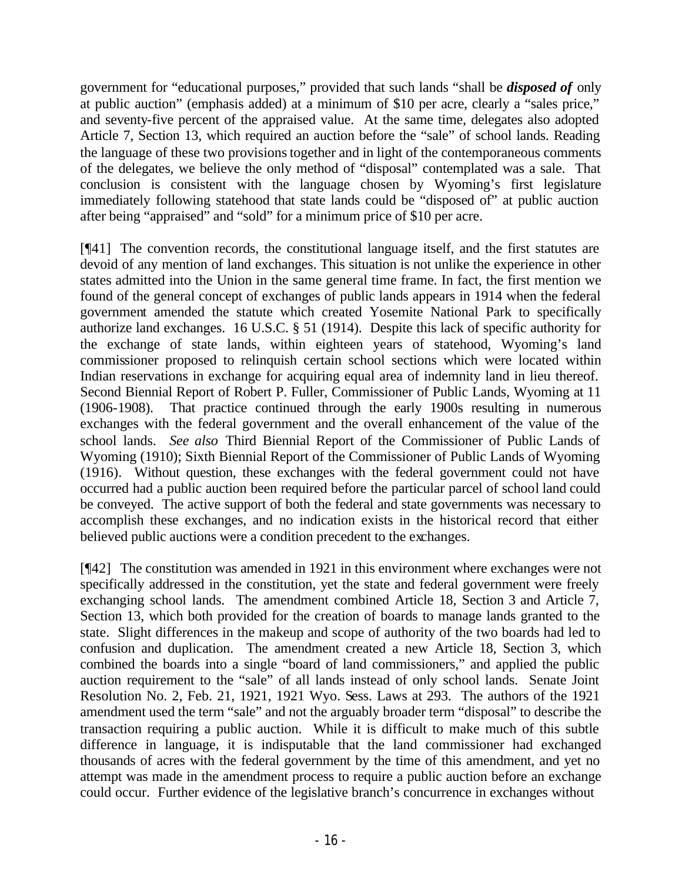government for "educational purposes," provided that such lands "shall be ***disposed of*** only at public auction" (emphasis added) at a minimum of $10 per acre, clearly a "sales price," and seventy-five percent of the appraised value. At the same time, delegates also adopted Article 7, Section 13, which required an auction before the "sale" of school lands. Reading the language of these two provisions together and in light of the contemporaneous comments of the delegates, we believe the only method of "disposal" contemplated was a sale. That conclusion is consistent with the language chosen by Wyoming's first legislature immediately following statehood that state lands could be "disposed of" at public auction after being "appraised" and "sold" for a minimum price of $10 per acre.

[¶41] The convention records, the constitutional language itself, and the first statutes are devoid of any mention of land exchanges. This situation is not unlike the experience in other states admitted into the Union in the same general time frame. In fact, the first mention we found of the general concept of exchanges of public lands appears in 1914 when the federal government amended the statute which created Yosemite National Park to specifically authorize land exchanges. 16 U.S.C. § 51 (1914). Despite this lack of specific authority for the exchange of state lands, within eighteen years of statehood, Wyoming's land commissioner proposed to relinquish certain school sections which were located within Indian reservations in exchange for acquiring equal area of indemnity land in lieu thereof. Second Biennial Report of Robert P. Fuller, Commissioner of Public Lands, Wyoming at 11 (1906-1908). That practice continued through the early 1900s resulting in numerous exchanges with the federal government and the overall enhancement of the value of the school lands. *See also* Third Biennial Report of the Commissioner of Public Lands of Wyoming (1910); Sixth Biennial Report of the Commissioner of Public Lands of Wyoming (1916). Without question, these exchanges with the federal government could not have occurred had a public auction been required before the particular parcel of school land could be conveyed. The active support of both the federal and state governments was necessary to accomplish these exchanges, and no indication exists in the historical record that either believed public auctions were a condition precedent to the exchanges.

[¶42] The constitution was amended in 1921 in this environment where exchanges were not specifically addressed in the constitution, yet the state and federal government were freely exchanging school lands. The amendment combined Article 18, Section 3 and Article 7, Section 13, which both provided for the creation of boards to manage lands granted to the state. Slight differences in the makeup and scope of authority of the two boards had led to confusion and duplication. The amendment created a new Article 18, Section 3, which combined the boards into a single "board of land commissioners," and applied the public auction requirement to the "sale" of all lands instead of only school lands. Senate Joint Resolution No. 2, Feb. 21, 1921, 1921 Wyo. Sess. Laws at 293. The authors of the 1921 amendment used the term "sale" and not the arguably broader term "disposal" to describe the transaction requiring a public auction. While it is difficult to make much of this subtle difference in language, it is indisputable that the land commissioner had exchanged thousands of acres with the federal government by the time of this amendment, and yet no attempt was made in the amendment process to require a public auction before an exchange could occur. Further evidence of the legislative branch's concurrence in exchanges without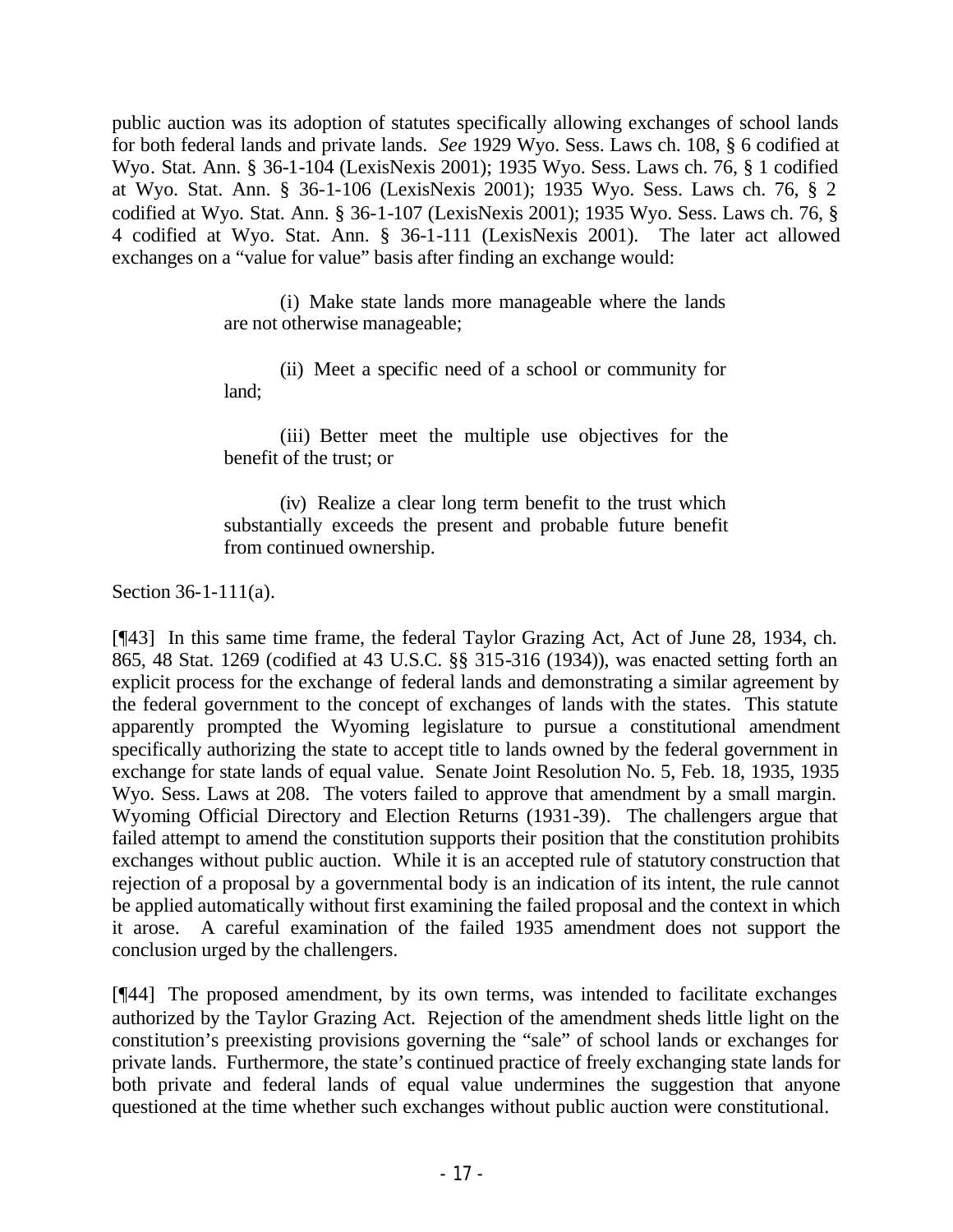public auction was its adoption of statutes specifically allowing exchanges of school lands for both federal lands and private lands. *See* 1929 Wyo. Sess. Laws ch. 108, § 6 codified at Wyo. Stat. Ann. § 36-1-104 (LexisNexis 2001); 1935 Wyo. Sess. Laws ch. 76, § 1 codified at Wyo. Stat. Ann. § 36-1-106 (LexisNexis 2001); 1935 Wyo. Sess. Laws ch. 76, § 2 codified at Wyo. Stat. Ann. § 36-1-107 (LexisNexis 2001); 1935 Wyo. Sess. Laws ch. 76, § 4 codified at Wyo. Stat. Ann. § 36-1-111 (LexisNexis 2001). The later act allowed exchanges on a "value for value" basis after finding an exchange would:

> (i) Make state lands more manageable where the lands are not otherwise manageable;
>
> (ii) Meet a specific need of a school or community for land;
>
> (iii) Better meet the multiple use objectives for the benefit of the trust; or
>
> (iv) Realize a clear long term benefit to the trust which substantially exceeds the present and probable future benefit from continued ownership.

Section 36-1-111(a).

[¶43] In this same time frame, the federal Taylor Grazing Act, Act of June 28, 1934, ch. 865, 48 Stat. 1269 (codified at 43 U.S.C. §§ 315-316 (1934)), was enacted setting forth an explicit process for the exchange of federal lands and demonstrating a similar agreement by the federal government to the concept of exchanges of lands with the states. This statute apparently prompted the Wyoming legislature to pursue a constitutional amendment specifically authorizing the state to accept title to lands owned by the federal government in exchange for state lands of equal value. Senate Joint Resolution No. 5, Feb. 18, 1935, 1935 Wyo. Sess. Laws at 208. The voters failed to approve that amendment by a small margin. Wyoming Official Directory and Election Returns (1931-39). The challengers argue that failed attempt to amend the constitution supports their position that the constitution prohibits exchanges without public auction. While it is an accepted rule of statutory construction that rejection of a proposal by a governmental body is an indication of its intent, the rule cannot be applied automatically without first examining the failed proposal and the context in which it arose. A careful examination of the failed 1935 amendment does not support the conclusion urged by the challengers.

[¶44] The proposed amendment, by its own terms, was intended to facilitate exchanges authorized by the Taylor Grazing Act. Rejection of the amendment sheds little light on the constitution's preexisting provisions governing the "sale" of school lands or exchanges for private lands. Furthermore, the state's continued practice of freely exchanging state lands for both private and federal lands of equal value undermines the suggestion that anyone questioned at the time whether such exchanges without public auction were constitutional.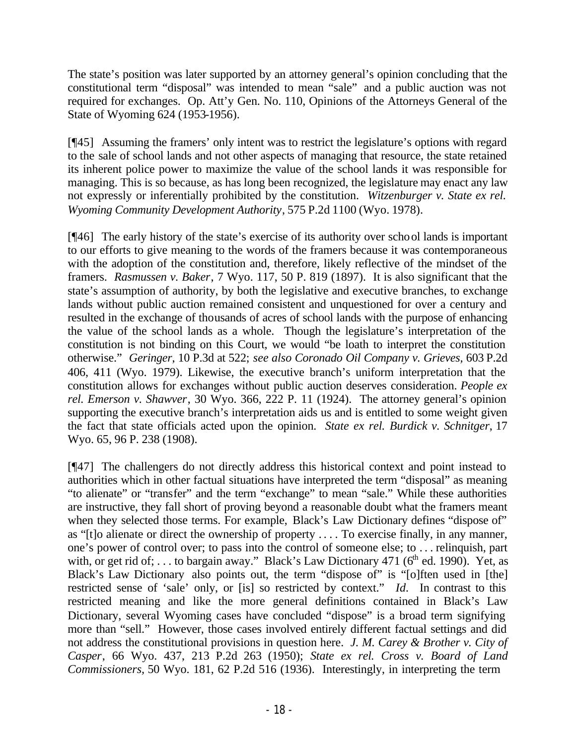The state's position was later supported by an attorney general's opinion concluding that the constitutional term "disposal" was intended to mean "sale" and a public auction was not required for exchanges. Op. Att'y Gen. No. 110, Opinions of the Attorneys General of the State of Wyoming 624 (1953-1956).

[¶45] Assuming the framers' only intent was to restrict the legislature's options with regard to the sale of school lands and not other aspects of managing that resource, the state retained its inherent police power to maximize the value of the school lands it was responsible for managing. This is so because, as has long been recognized, the legislature may enact any law not expressly or inferentially prohibited by the constitution. *Witzenburger v. State ex rel. Wyoming Community Development Authority*, 575 P.2d 1100 (Wyo. 1978).

[¶46] The early history of the state's exercise of its authority over school lands is important to our efforts to give meaning to the words of the framers because it was contemporaneous with the adoption of the constitution and, therefore, likely reflective of the mindset of the framers. *Rasmussen v. Baker*, 7 Wyo. 117, 50 P. 819 (1897). It is also significant that the state's assumption of authority, by both the legislative and executive branches, to exchange lands without public auction remained consistent and unquestioned for over a century and resulted in the exchange of thousands of acres of school lands with the purpose of enhancing the value of the school lands as a whole. Though the legislature's interpretation of the constitution is not binding on this Court, we would "be loath to interpret the constitution otherwise." *Geringer*, 10 P.3d at 522; *see also Coronado Oil Company v. Grieves*, 603 P.2d 406, 411 (Wyo. 1979). Likewise, the executive branch's uniform interpretation that the constitution allows for exchanges without public auction deserves consideration. *People ex rel. Emerson v. Shawver*, 30 Wyo. 366, 222 P. 11 (1924). The attorney general's opinion supporting the executive branch's interpretation aids us and is entitled to some weight given the fact that state officials acted upon the opinion. *State ex rel. Burdick v. Schnitger*, 17 Wyo. 65, 96 P. 238 (1908).

[¶47] The challengers do not directly address this historical context and point instead to authorities which in other factual situations have interpreted the term "disposal" as meaning "to alienate" or "transfer" and the term "exchange" to mean "sale." While these authorities are instructive, they fall short of proving beyond a reasonable doubt what the framers meant when they selected those terms. For example, Black's Law Dictionary defines "dispose of" as "[t]o alienate or direct the ownership of property . . . . To exercise finally, in any manner, one's power of control over; to pass into the control of someone else; to . . . relinquish, part with, or get rid of; . . . to bargain away." Black's Law Dictionary 471 (6th ed. 1990). Yet, as Black's Law Dictionary also points out, the term "dispose of" is "[o]ften used in [the] restricted sense of 'sale' only, or [is] so restricted by context." *Id*. In contrast to this restricted meaning and like the more general definitions contained in Black's Law Dictionary, several Wyoming cases have concluded "dispose" is a broad term signifying more than "sell." However, those cases involved entirely different factual settings and did not address the constitutional provisions in question here. *J. M. Carey & Brother v. City of Casper*, 66 Wyo. 437, 213 P.2d 263 (1950); *State ex rel. Cross v. Board of Land Commissioners*, 50 Wyo. 181, 62 P.2d 516 (1936). Interestingly, in interpreting the term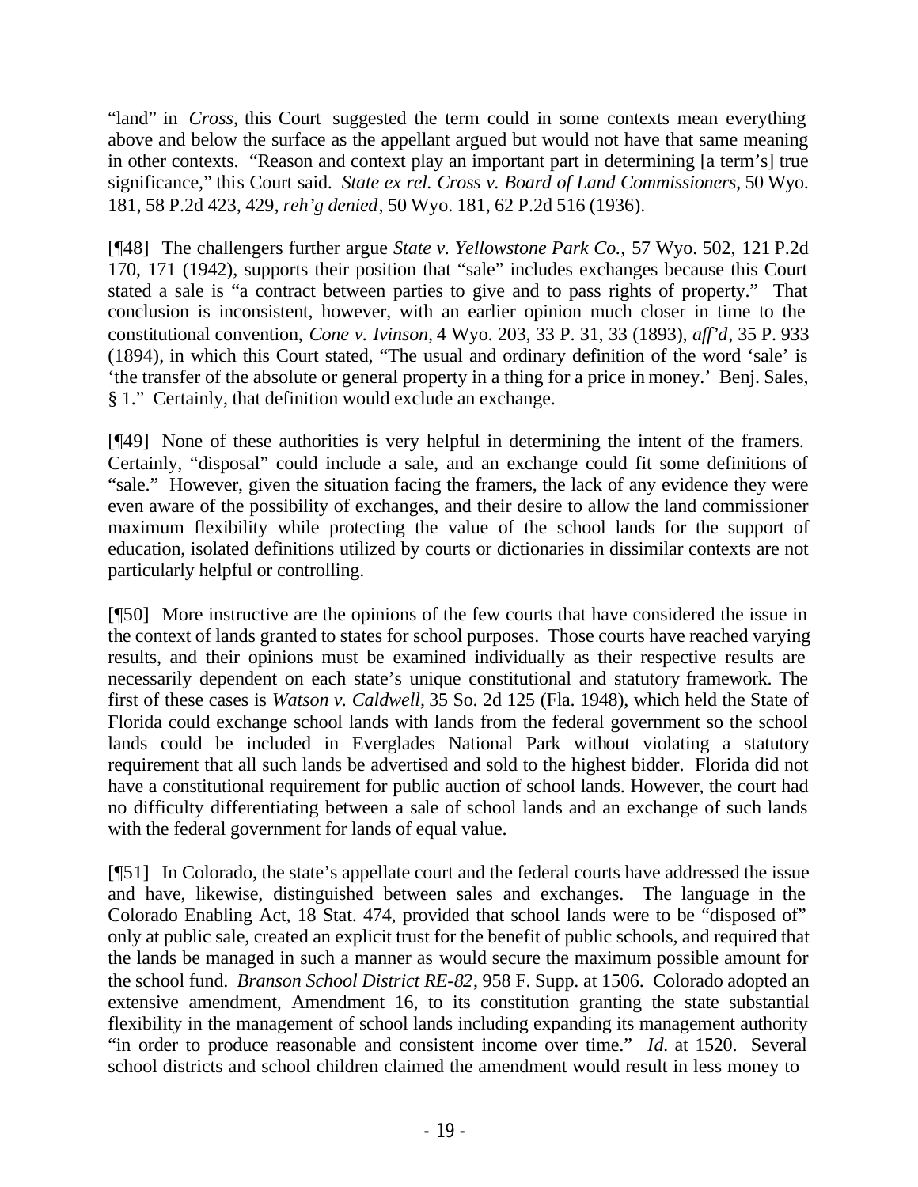"land" in *Cross*, this Court suggested the term could in some contexts mean everything above and below the surface as the appellant argued but would not have that same meaning in other contexts. "Reason and context play an important part in determining [a term's] true significance," this Court said. *State ex rel. Cross v. Board of Land Commissioners*, 50 Wyo. 181, 58 P.2d 423, 429, *reh'g denied*, 50 Wyo. 181, 62 P.2d 516 (1936).

[¶48] The challengers further argue *State v. Yellowstone Park Co.*, 57 Wyo. 502, 121 P.2d 170, 171 (1942), supports their position that "sale" includes exchanges because this Court stated a sale is "a contract between parties to give and to pass rights of property." That conclusion is inconsistent, however, with an earlier opinion much closer in time to the constitutional convention, *Cone v. Ivinson*, 4 Wyo. 203, 33 P. 31, 33 (1893), *aff'd*, 35 P. 933 (1894), in which this Court stated, "The usual and ordinary definition of the word 'sale' is 'the transfer of the absolute or general property in a thing for a price in money.' Benj. Sales, § 1." Certainly, that definition would exclude an exchange.

[¶49] None of these authorities is very helpful in determining the intent of the framers. Certainly, "disposal" could include a sale, and an exchange could fit some definitions of "sale." However, given the situation facing the framers, the lack of any evidence they were even aware of the possibility of exchanges, and their desire to allow the land commissioner maximum flexibility while protecting the value of the school lands for the support of education, isolated definitions utilized by courts or dictionaries in dissimilar contexts are not particularly helpful or controlling.

[¶50] More instructive are the opinions of the few courts that have considered the issue in the context of lands granted to states for school purposes. Those courts have reached varying results, and their opinions must be examined individually as their respective results are necessarily dependent on each state's unique constitutional and statutory framework. The first of these cases is *Watson v. Caldwell*, 35 So. 2d 125 (Fla. 1948), which held the State of Florida could exchange school lands with lands from the federal government so the school lands could be included in Everglades National Park without violating a statutory requirement that all such lands be advertised and sold to the highest bidder. Florida did not have a constitutional requirement for public auction of school lands. However, the court had no difficulty differentiating between a sale of school lands and an exchange of such lands with the federal government for lands of equal value.

[¶51] In Colorado, the state's appellate court and the federal courts have addressed the issue and have, likewise, distinguished between sales and exchanges. The language in the Colorado Enabling Act, 18 Stat. 474, provided that school lands were to be "disposed of" only at public sale, created an explicit trust for the benefit of public schools, and required that the lands be managed in such a manner as would secure the maximum possible amount for the school fund. *Branson School District RE-82*, 958 F. Supp. at 1506. Colorado adopted an extensive amendment, Amendment 16, to its constitution granting the state substantial flexibility in the management of school lands including expanding its management authority "in order to produce reasonable and consistent income over time." *Id.* at 1520. Several school districts and school children claimed the amendment would result in less money to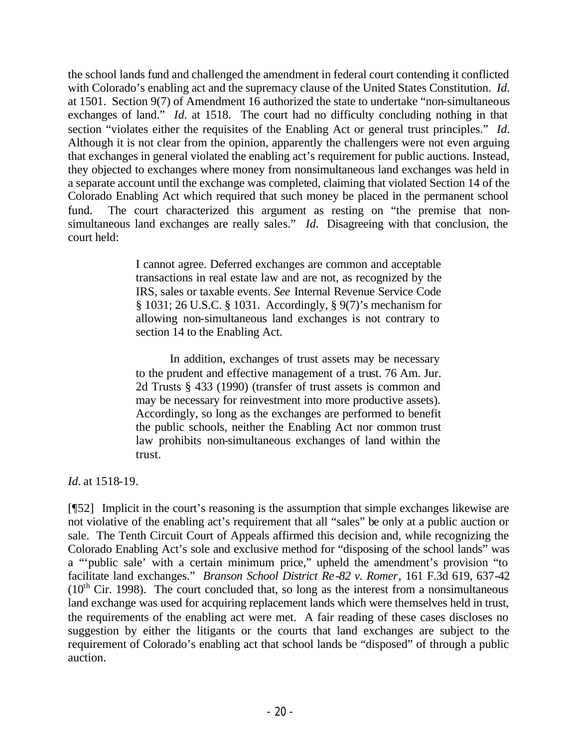the school lands fund and challenged the amendment in federal court contending it conflicted with Colorado's enabling act and the supremacy clause of the United States Constitution. *Id.* at 1501. Section 9(7) of Amendment 16 authorized the state to undertake "non-simultaneous exchanges of land." *Id.* at 1518. The court had no difficulty concluding nothing in that section "violates either the requisites of the Enabling Act or general trust principles." *Id.* Although it is not clear from the opinion, apparently the challengers were not even arguing that exchanges in general violated the enabling act's requirement for public auctions. Instead, they objected to exchanges where money from nonsimultaneous land exchanges was held in a separate account until the exchange was completed, claiming that violated Section 14 of the Colorado Enabling Act which required that such money be placed in the permanent school fund. The court characterized this argument as resting on "the premise that non-simultaneous land exchanges are really sales." *Id.* Disagreeing with that conclusion, the court held:

> I cannot agree. Deferred exchanges are common and acceptable transactions in real estate law and are not, as recognized by the IRS, sales or taxable events. *See* Internal Revenue Service Code § 1031; 26 U.S.C. § 1031. Accordingly, § 9(7)'s mechanism for allowing non-simultaneous land exchanges is not contrary to section 14 to the Enabling Act.
>
> In addition, exchanges of trust assets may be necessary to the prudent and effective management of a trust. 76 Am. Jur. 2d Trusts § 433 (1990) (transfer of trust assets is common and may be necessary for reinvestment into more productive assets). Accordingly, so long as the exchanges are performed to benefit the public schools, neither the Enabling Act nor common trust law prohibits non-simultaneous exchanges of land within the trust.

*Id.* at 1518-19.

[¶52] Implicit in the court's reasoning is the assumption that simple exchanges likewise are not violative of the enabling act's requirement that all "sales" be only at a public auction or sale. The Tenth Circuit Court of Appeals affirmed this decision and, while recognizing the Colorado Enabling Act's sole and exclusive method for "disposing of the school lands" was a "'public sale' with a certain minimum price," upheld the amendment's provision "to facilitate land exchanges." *Branson School District Re-82 v. Romer*, 161 F.3d 619, 637-42 (10th Cir. 1998). The court concluded that, so long as the interest from a nonsimultaneous land exchange was used for acquiring replacement lands which were themselves held in trust, the requirements of the enabling act were met. A fair reading of these cases discloses no suggestion by either the litigants or the courts that land exchanges are subject to the requirement of Colorado's enabling act that school lands be "disposed" of through a public auction.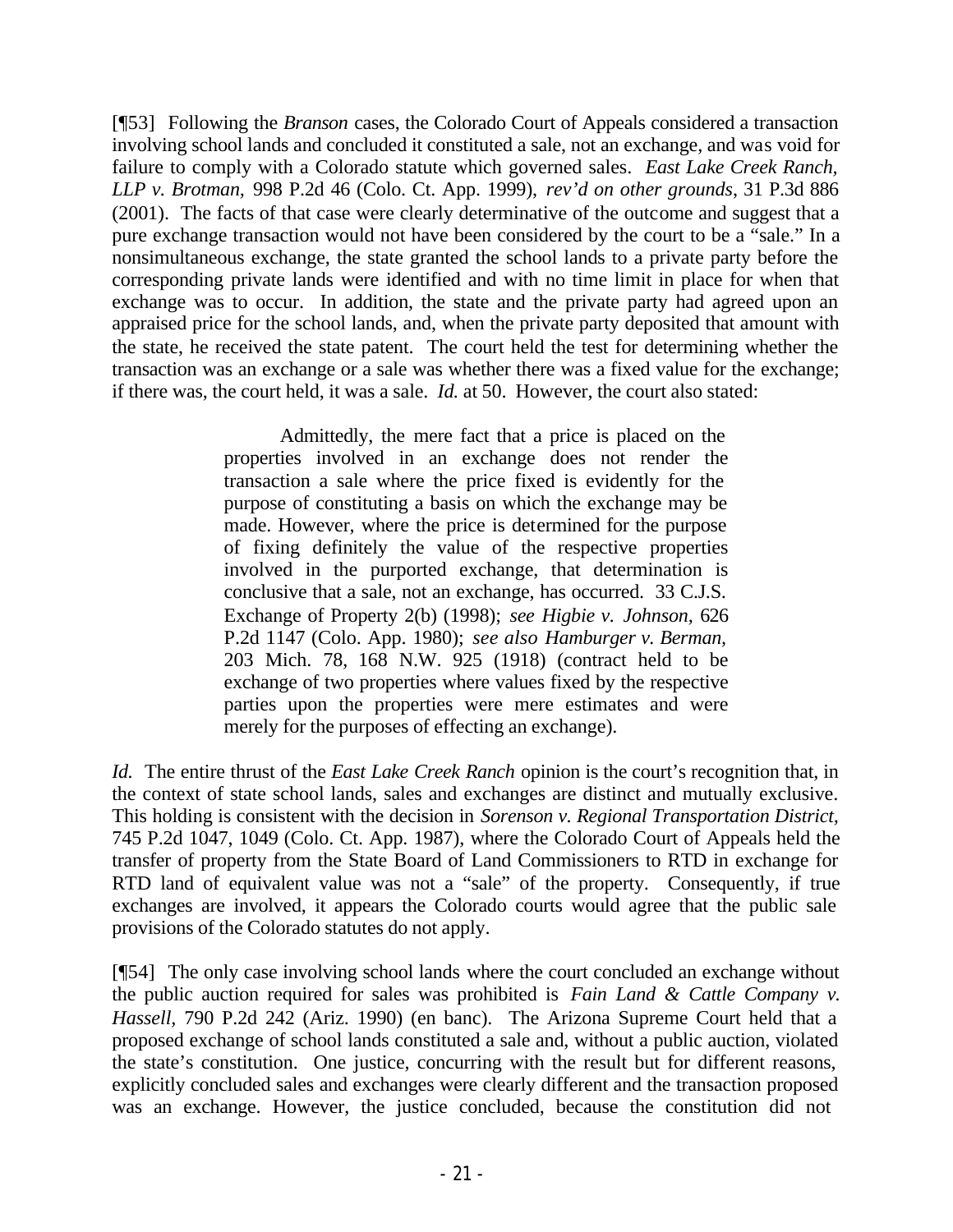[¶53] Following the *Branson* cases, the Colorado Court of Appeals considered a transaction involving school lands and concluded it constituted a sale, not an exchange, and was void for failure to comply with a Colorado statute which governed sales. *East Lake Creek Ranch, LLP v. Brotman*, 998 P.2d 46 (Colo. Ct. App. 1999), *rev'd on other grounds*, 31 P.3d 886 (2001). The facts of that case were clearly determinative of the outcome and suggest that a pure exchange transaction would not have been considered by the court to be a "sale." In a nonsimultaneous exchange, the state granted the school lands to a private party before the corresponding private lands were identified and with no time limit in place for when that exchange was to occur. In addition, the state and the private party had agreed upon an appraised price for the school lands, and, when the private party deposited that amount with the state, he received the state patent. The court held the test for determining whether the transaction was an exchange or a sale was whether there was a fixed value for the exchange; if there was, the court held, it was a sale. *Id.* at 50. However, the court also stated:

> Admittedly, the mere fact that a price is placed on the properties involved in an exchange does not render the transaction a sale where the price fixed is evidently for the purpose of constituting a basis on which the exchange may be made. However, where the price is determined for the purpose of fixing definitely the value of the respective properties involved in the purported exchange, that determination is conclusive that a sale, not an exchange, has occurred. 33 C.J.S. Exchange of Property 2(b) (1998); *see Higbie v. Johnson*, 626 P.2d 1147 (Colo. App. 1980); *see also Hamburger v. Berman*, 203 Mich. 78, 168 N.W. 925 (1918) (contract held to be exchange of two properties where values fixed by the respective parties upon the properties were mere estimates and were merely for the purposes of effecting an exchange).

*Id.* The entire thrust of the *East Lake Creek Ranch* opinion is the court's recognition that, in the context of state school lands, sales and exchanges are distinct and mutually exclusive. This holding is consistent with the decision in *Sorenson v. Regional Transportation District*, 745 P.2d 1047, 1049 (Colo. Ct. App. 1987), where the Colorado Court of Appeals held the transfer of property from the State Board of Land Commissioners to RTD in exchange for RTD land of equivalent value was not a "sale" of the property. Consequently, if true exchanges are involved, it appears the Colorado courts would agree that the public sale provisions of the Colorado statutes do not apply.

[¶54] The only case involving school lands where the court concluded an exchange without the public auction required for sales was prohibited is *Fain Land & Cattle Company v. Hassell*, 790 P.2d 242 (Ariz. 1990) (en banc). The Arizona Supreme Court held that a proposed exchange of school lands constituted a sale and, without a public auction, violated the state's constitution. One justice, concurring with the result but for different reasons, explicitly concluded sales and exchanges were clearly different and the transaction proposed was an exchange. However, the justice concluded, because the constitution did not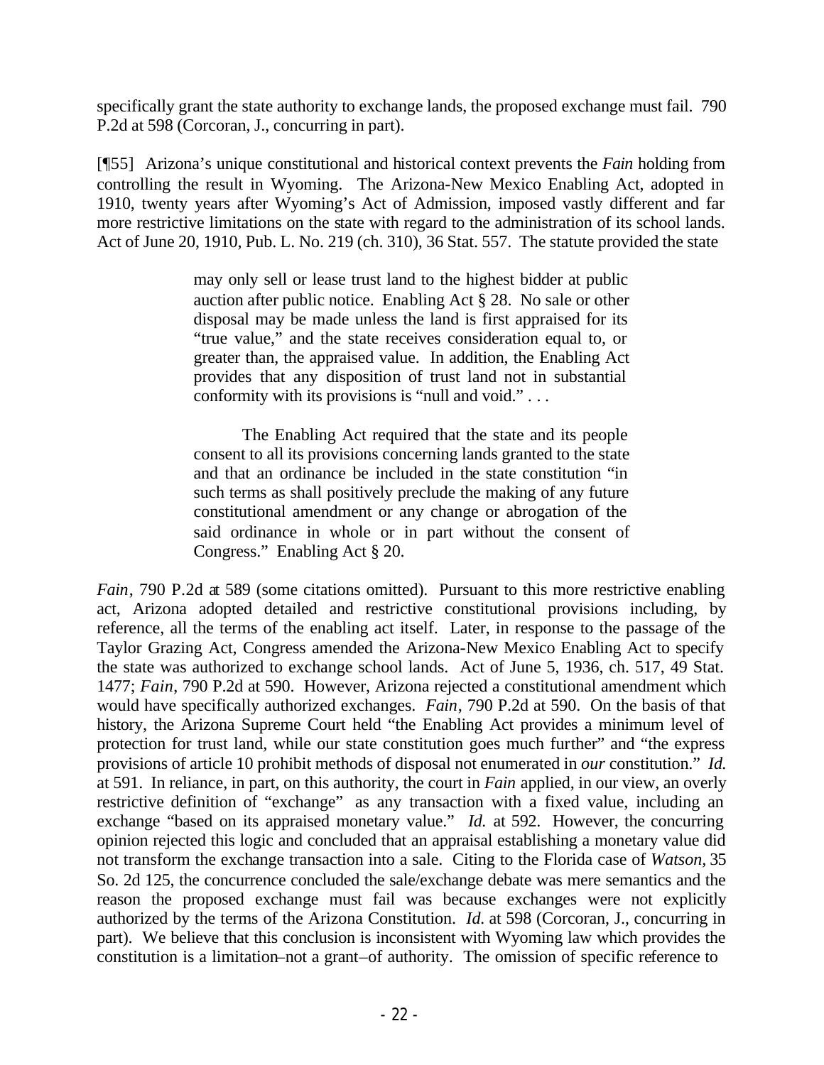specifically grant the state authority to exchange lands, the proposed exchange must fail. 790 P.2d at 598 (Corcoran, J., concurring in part).

[¶55] Arizona's unique constitutional and historical context prevents the *Fain* holding from controlling the result in Wyoming. The Arizona-New Mexico Enabling Act, adopted in 1910, twenty years after Wyoming's Act of Admission, imposed vastly different and far more restrictive limitations on the state with regard to the administration of its school lands. Act of June 20, 1910, Pub. L. No. 219 (ch. 310), 36 Stat. 557. The statute provided the state

> may only sell or lease trust land to the highest bidder at public auction after public notice. Enabling Act § 28. No sale or other disposal may be made unless the land is first appraised for its "true value," and the state receives consideration equal to, or greater than, the appraised value. In addition, the Enabling Act provides that any disposition of trust land not in substantial conformity with its provisions is "null and void." . . .
>
> The Enabling Act required that the state and its people consent to all its provisions concerning lands granted to the state and that an ordinance be included in the state constitution "in such terms as shall positively preclude the making of any future constitutional amendment or any change or abrogation of the said ordinance in whole or in part without the consent of Congress." Enabling Act § 20.

*Fain*, 790 P.2d at 589 (some citations omitted). Pursuant to this more restrictive enabling act, Arizona adopted detailed and restrictive constitutional provisions including, by reference, all the terms of the enabling act itself. Later, in response to the passage of the Taylor Grazing Act, Congress amended the Arizona-New Mexico Enabling Act to specify the state was authorized to exchange school lands. Act of June 5, 1936, ch. 517, 49 Stat. 1477; *Fain*, 790 P.2d at 590. However, Arizona rejected a constitutional amendment which would have specifically authorized exchanges. *Fain*, 790 P.2d at 590. On the basis of that history, the Arizona Supreme Court held "the Enabling Act provides a minimum level of protection for trust land, while our state constitution goes much further" and "the express provisions of article 10 prohibit methods of disposal not enumerated in *our* constitution." *Id.* at 591. In reliance, in part, on this authority, the court in *Fain* applied, in our view, an overly restrictive definition of "exchange" as any transaction with a fixed value, including an exchange "based on its appraised monetary value." *Id.* at 592. However, the concurring opinion rejected this logic and concluded that an appraisal establishing a monetary value did not transform the exchange transaction into a sale. Citing to the Florida case of *Watson*, 35 So. 2d 125, the concurrence concluded the sale/exchange debate was mere semantics and the reason the proposed exchange must fail was because exchanges were not explicitly authorized by the terms of the Arizona Constitution. *Id.* at 598 (Corcoran, J., concurring in part). We believe that this conclusion is inconsistent with Wyoming law which provides the constitution is a limitation–not a grant–of authority. The omission of specific reference to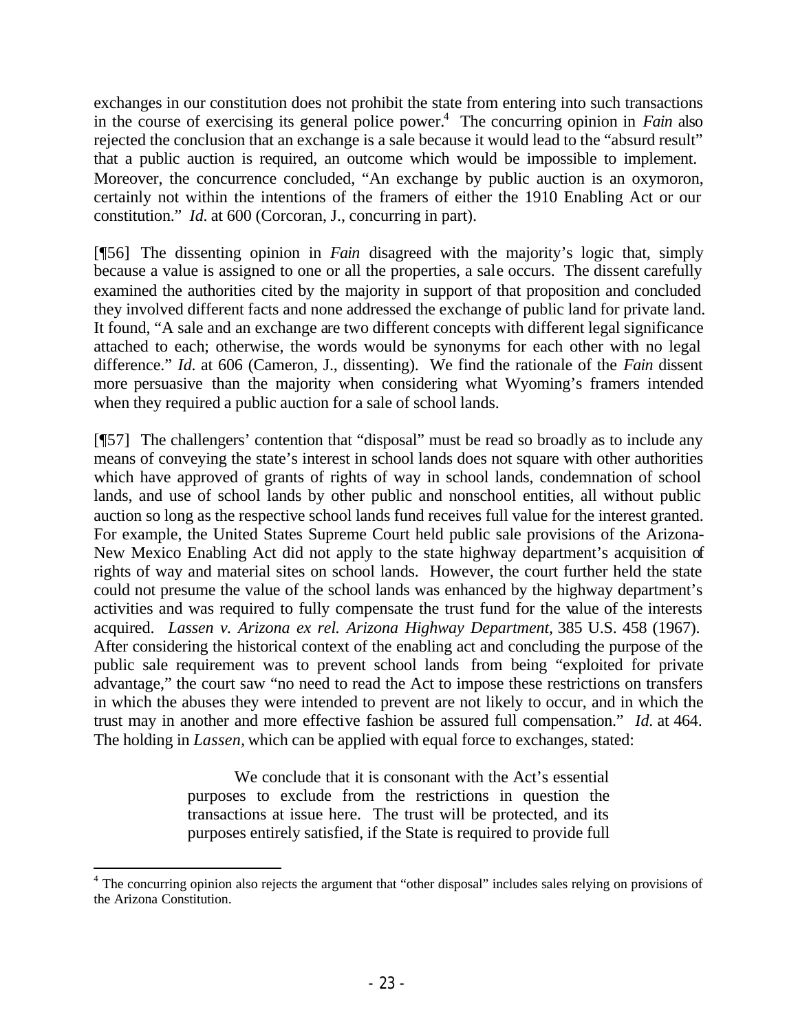exchanges in our constitution does not prohibit the state from entering into such transactions in the course of exercising its general police power.[4] The concurring opinion in *Fain* also rejected the conclusion that an exchange is a sale because it would lead to the "absurd result" that a public auction is required, an outcome which would be impossible to implement. Moreover, the concurrence concluded, "An exchange by public auction is an oxymoron, certainly not within the intentions of the framers of either the 1910 Enabling Act or our constitution." *Id.* at 600 (Corcoran, J., concurring in part).

[¶56] The dissenting opinion in *Fain* disagreed with the majority's logic that, simply because a value is assigned to one or all the properties, a sale occurs. The dissent carefully examined the authorities cited by the majority in support of that proposition and concluded they involved different facts and none addressed the exchange of public land for private land. It found, "A sale and an exchange are two different concepts with different legal significance attached to each; otherwise, the words would be synonyms for each other with no legal difference." *Id.* at 606 (Cameron, J., dissenting). We find the rationale of the *Fain* dissent more persuasive than the majority when considering what Wyoming's framers intended when they required a public auction for a sale of school lands.

[¶57] The challengers' contention that "disposal" must be read so broadly as to include any means of conveying the state's interest in school lands does not square with other authorities which have approved of grants of rights of way in school lands, condemnation of school lands, and use of school lands by other public and nonschool entities, all without public auction so long as the respective school lands fund receives full value for the interest granted. For example, the United States Supreme Court held public sale provisions of the Arizona-New Mexico Enabling Act did not apply to the state highway department's acquisition of rights of way and material sites on school lands. However, the court further held the state could not presume the value of the school lands was enhanced by the highway department's activities and was required to fully compensate the trust fund for the value of the interests acquired. *Lassen v. Arizona ex rel. Arizona Highway Department*, 385 U.S. 458 (1967). After considering the historical context of the enabling act and concluding the purpose of the public sale requirement was to prevent school lands from being "exploited for private advantage," the court saw "no need to read the Act to impose these restrictions on transfers in which the abuses they were intended to prevent are not likely to occur, and in which the trust may in another and more effective fashion be assured full compensation." *Id.* at 464. The holding in *Lassen*, which can be applied with equal force to exchanges, stated:

> We conclude that it is consonant with the Act's essential purposes to exclude from the restrictions in question the transactions at issue here. The trust will be protected, and its purposes entirely satisfied, if the State is required to provide full

[4] The concurring opinion also rejects the argument that "other disposal" includes sales relying on provisions of the Arizona Constitution.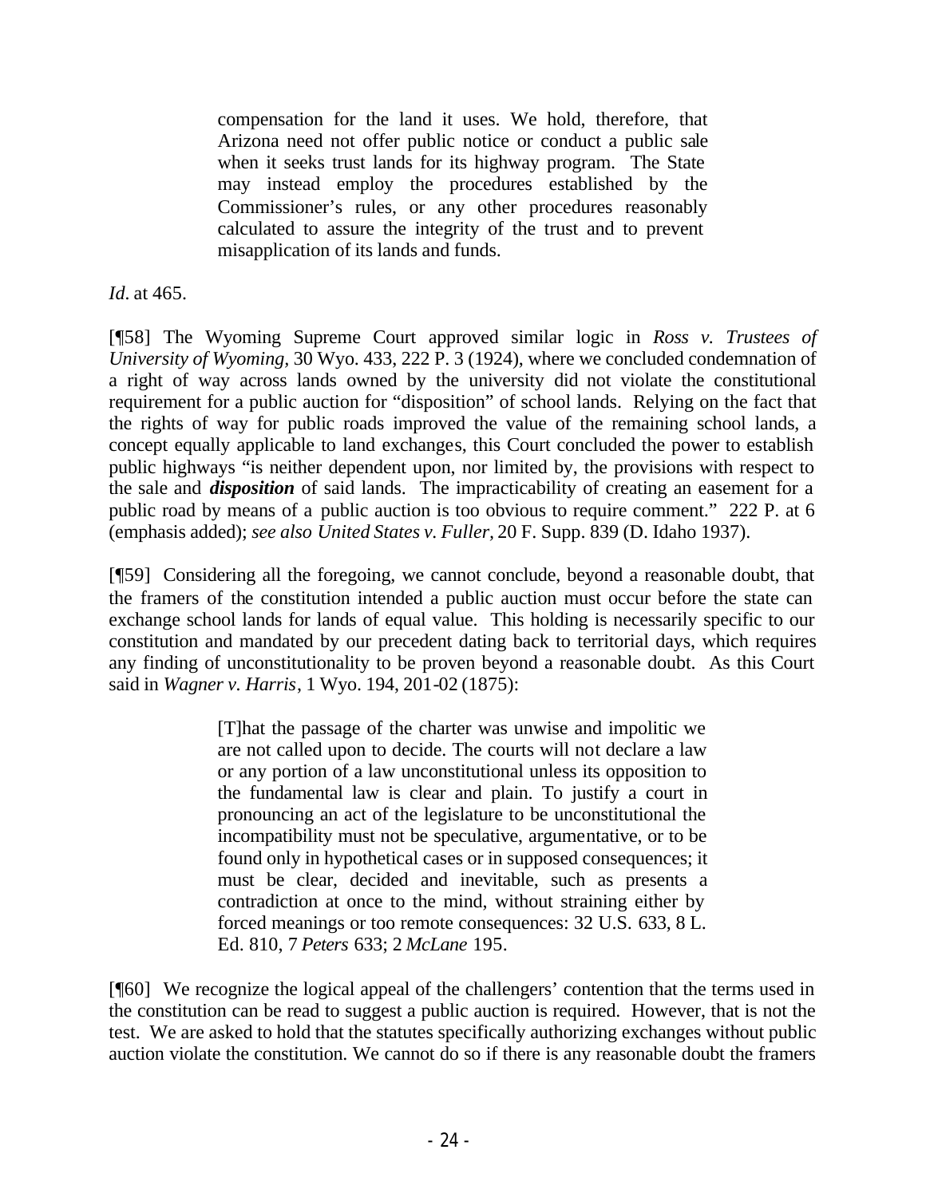> compensation for the land it uses. We hold, therefore, that Arizona need not offer public notice or conduct a public sale when it seeks trust lands for its highway program. The State may instead employ the procedures established by the Commissioner's rules, or any other procedures reasonably calculated to assure the integrity of the trust and to prevent misapplication of its lands and funds.

*Id*. at 465.

[¶58] The Wyoming Supreme Court approved similar logic in *Ross v. Trustees of University of Wyoming,* 30 Wyo. 433, 222 P. 3 (1924), where we concluded condemnation of a right of way across lands owned by the university did not violate the constitutional requirement for a public auction for "disposition" of school lands. Relying on the fact that the rights of way for public roads improved the value of the remaining school lands, a concept equally applicable to land exchanges, this Court concluded the power to establish public highways "is neither dependent upon, nor limited by, the provisions with respect to the sale and ***disposition*** of said lands. The impracticability of creating an easement for a public road by means of a public auction is too obvious to require comment." 222 P. at 6 (emphasis added); *see also United States v. Fuller,* 20 F. Supp. 839 (D. Idaho 1937).

[¶59] Considering all the foregoing, we cannot conclude, beyond a reasonable doubt, that the framers of the constitution intended a public auction must occur before the state can exchange school lands for lands of equal value. This holding is necessarily specific to our constitution and mandated by our precedent dating back to territorial days, which requires any finding of unconstitutionality to be proven beyond a reasonable doubt. As this Court said in *Wagner v. Harris*, 1 Wyo. 194, 201-02 (1875):

> [T]hat the passage of the charter was unwise and impolitic we are not called upon to decide. The courts will not declare a law or any portion of a law unconstitutional unless its opposition to the fundamental law is clear and plain. To justify a court in pronouncing an act of the legislature to be unconstitutional the incompatibility must not be speculative, argumentative, or to be found only in hypothetical cases or in supposed consequences; it must be clear, decided and inevitable, such as presents a contradiction at once to the mind, without straining either by forced meanings or too remote consequences: 32 U.S. 633, 8 L. Ed. 810, 7 *Peters* 633; 2 *McLane* 195.

[¶60] We recognize the logical appeal of the challengers' contention that the terms used in the constitution can be read to suggest a public auction is required. However, that is not the test. We are asked to hold that the statutes specifically authorizing exchanges without public auction violate the constitution. We cannot do so if there is any reasonable doubt the framers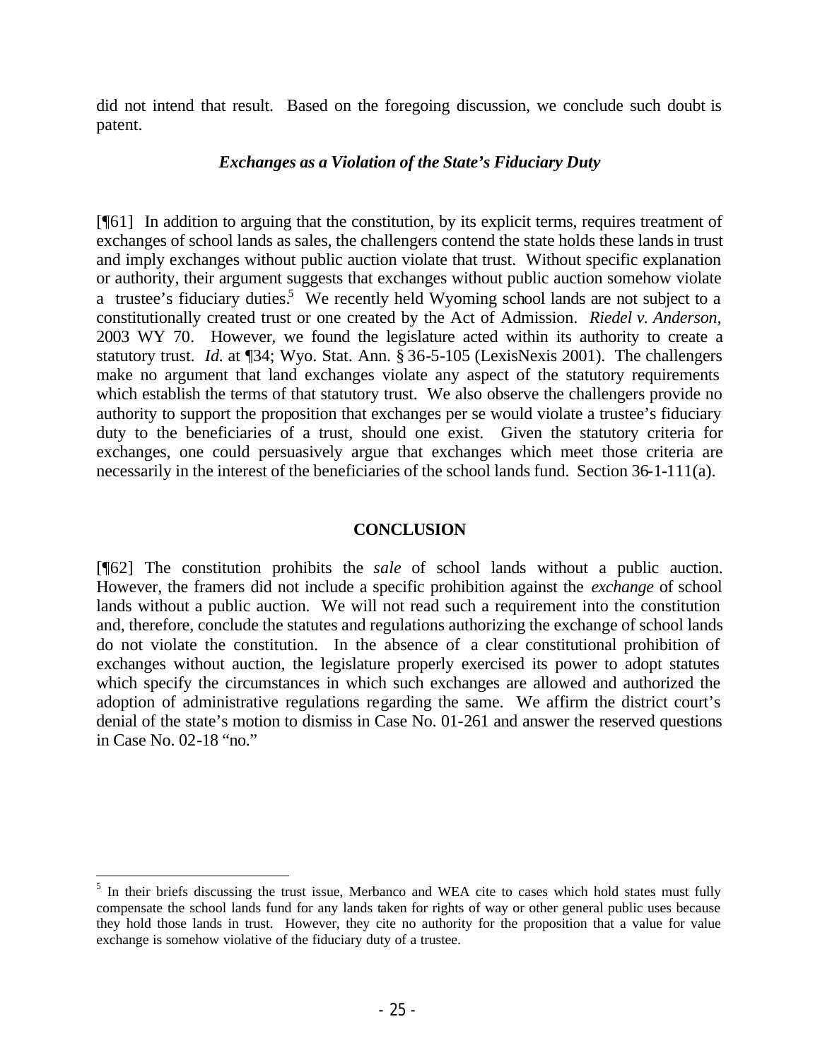did not intend that result. Based on the foregoing discussion, we conclude such doubt is patent.

### *Exchanges as a Violation of the State's Fiduciary Duty*

[¶61] In addition to arguing that the constitution, by its explicit terms, requires treatment of exchanges of school lands as sales, the challengers contend the state holds these lands in trust and imply exchanges without public auction violate that trust. Without specific explanation or authority, their argument suggests that exchanges without public auction somehow violate a trustee's fiduciary duties.[5] We recently held Wyoming school lands are not subject to a constitutionally created trust or one created by the Act of Admission. *Riedel v. Anderson*, 2003 WY 70. However, we found the legislature acted within its authority to create a statutory trust. *Id.* at ¶34; Wyo. Stat. Ann. § 36-5-105 (LexisNexis 2001). The challengers make no argument that land exchanges violate any aspect of the statutory requirements which establish the terms of that statutory trust. We also observe the challengers provide no authority to support the proposition that exchanges per se would violate a trustee's fiduciary duty to the beneficiaries of a trust, should one exist. Given the statutory criteria for exchanges, one could persuasively argue that exchanges which meet those criteria are necessarily in the interest of the beneficiaries of the school lands fund. Section 36-1-111(a).

## CONCLUSION

[¶62] The constitution prohibits the *sale* of school lands without a public auction. However, the framers did not include a specific prohibition against the *exchange* of school lands without a public auction. We will not read such a requirement into the constitution and, therefore, conclude the statutes and regulations authorizing the exchange of school lands do not violate the constitution. In the absence of a clear constitutional prohibition of exchanges without auction, the legislature properly exercised its power to adopt statutes which specify the circumstances in which such exchanges are allowed and authorized the adoption of administrative regulations regarding the same. We affirm the district court's denial of the state's motion to dismiss in Case No. 01-261 and answer the reserved questions in Case No. 02-18 "no."

---

[5] In their briefs discussing the trust issue, Merbanco and WEA cite to cases which hold states must fully compensate the school lands fund for any lands taken for rights of way or other general public uses because they hold those lands in trust. However, they cite no authority for the proposition that a value for value exchange is somehow violative of the fiduciary duty of a trustee.